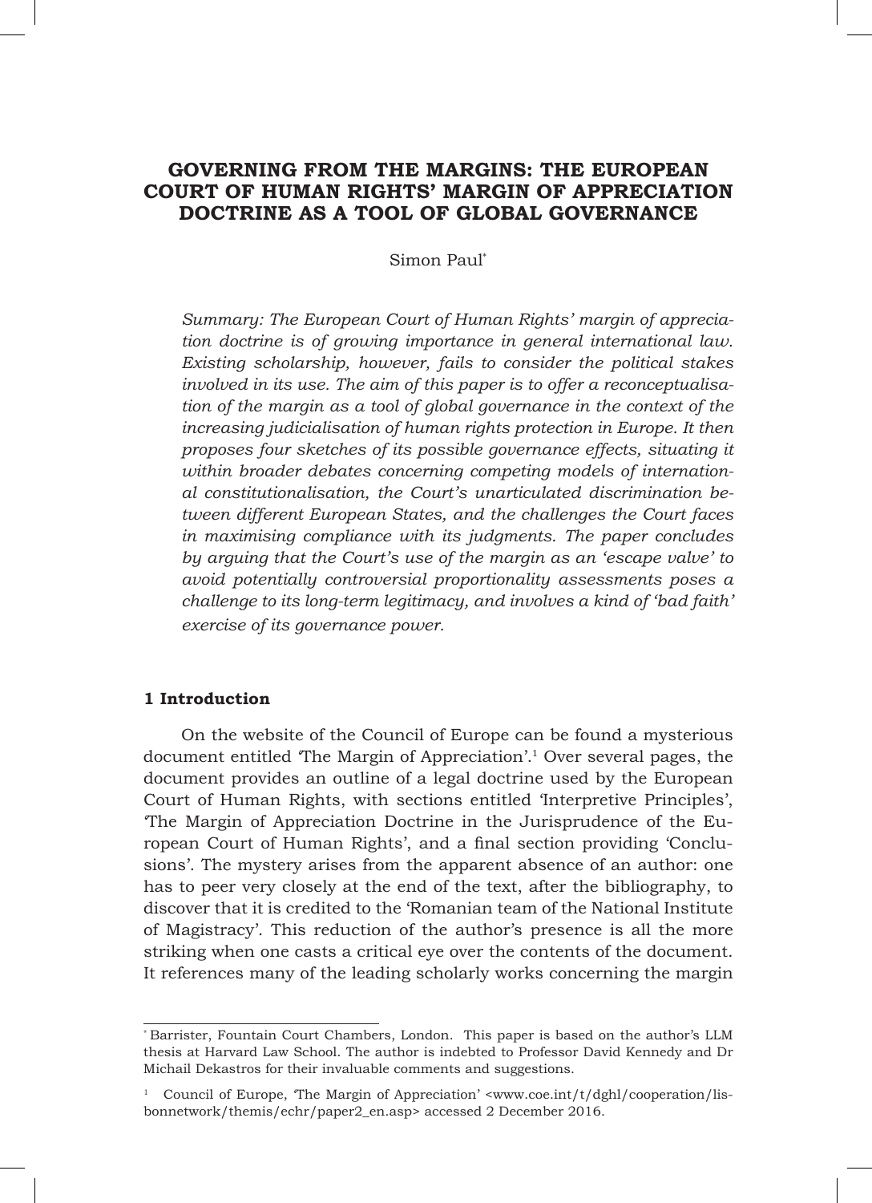# GOVERNING FROM THE MARGINS: THE EUROPEAN COURT OF HUMAN RIGHTS' MARGIN OF APPRECIATION DOCTRINE AS A TOOL OF GLOBAL GOVERNANCE

Simon Paul[*]

*Summary: The European Court of Human Rights' margin of appreciation doctrine is of growing importance in general international law. Existing scholarship, however, fails to consider the political stakes involved in its use. The aim of this paper is to offer a reconceptualisation of the margin as a tool of global governance in the context of the increasing judicialisation of human rights protection in Europe. It then proposes four sketches of its possible governance effects, situating it within broader debates concerning competing models of international constitutionalisation, the Court's unarticulated discrimination between different European States, and the challenges the Court faces in maximising compliance with its judgments. The paper concludes by arguing that the Court's use of the margin as an 'escape valve' to avoid potentially controversial proportionality assessments poses a challenge to its long-term legitimacy, and involves a kind of 'bad faith' exercise of its governance power.*

## 1 Introduction

On the website of the Council of Europe can be found a mysterious document entitled 'The Margin of Appreciation'.[1] Over several pages, the document provides an outline of a legal doctrine used by the European Court of Human Rights, with sections entitled 'Interpretive Principles', 'The Margin of Appreciation Doctrine in the Jurisprudence of the European Court of Human Rights', and a final section providing 'Conclusions'. The mystery arises from the apparent absence of an author: one has to peer very closely at the end of the text, after the bibliography, to discover that it is credited to the 'Romanian team of the National Institute of Magistracy'. This reduction of the author's presence is all the more striking when one casts a critical eye over the contents of the document. It references many of the leading scholarly works concerning the margin

---

[*] Barrister, Fountain Court Chambers, London. This paper is based on the author's LLM thesis at Harvard Law School. The author is indebted to Professor David Kennedy and Dr Michail Dekastros for their invaluable comments and suggestions.

[1] Council of Europe, 'The Margin of Appreciation' <www.coe.int/t/dghl/cooperation/lisbonnetwork/themis/echr/paper2_en.asp> accessed 2 December 2016.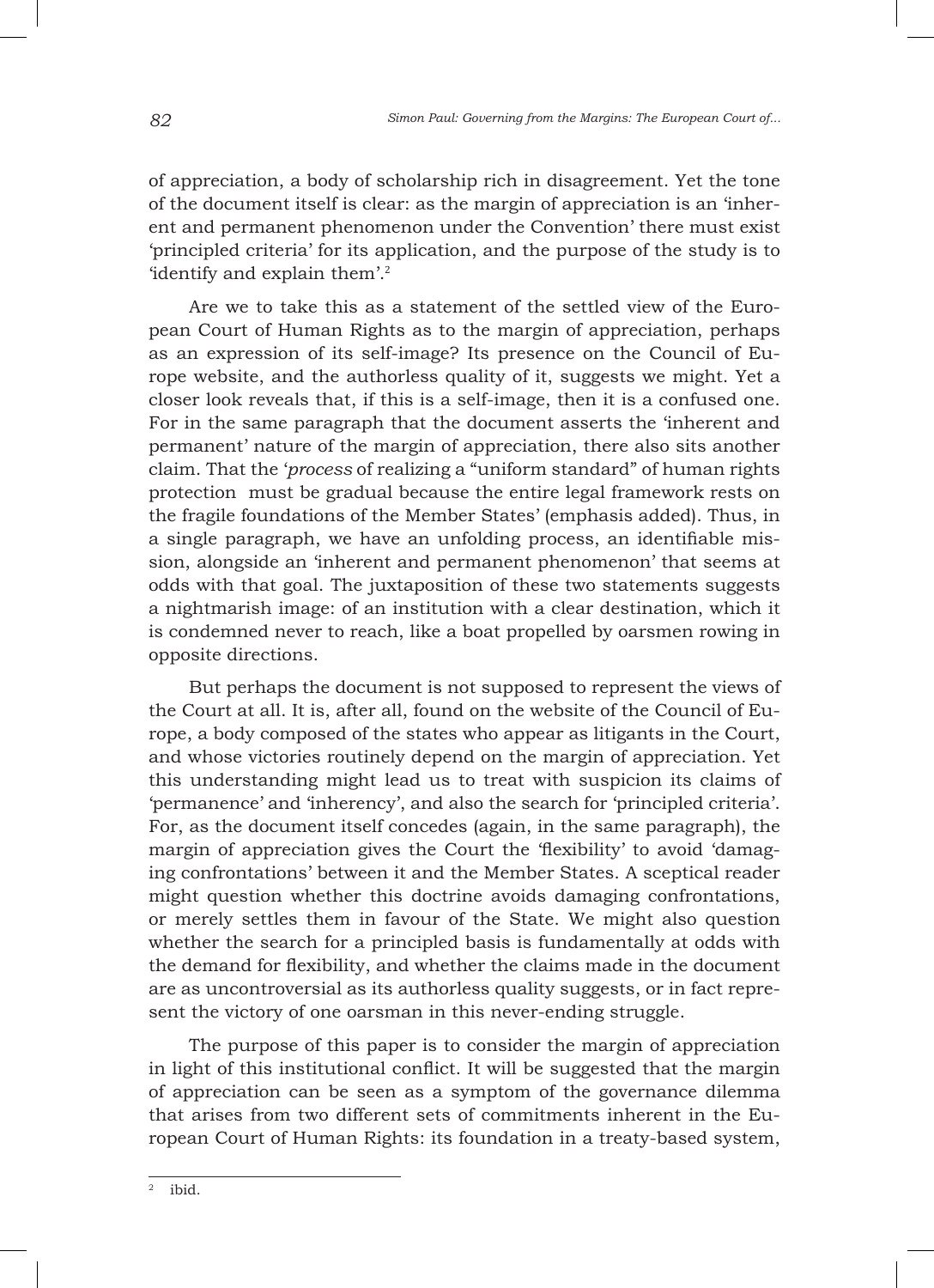of appreciation, a body of scholarship rich in disagreement. Yet the tone of the document itself is clear: as the margin of appreciation is an 'inherent and permanent phenomenon under the Convention' there must exist 'principled criteria' for its application, and the purpose of the study is to 'identify and explain them'.[2]

Are we to take this as a statement of the settled view of the European Court of Human Rights as to the margin of appreciation, perhaps as an expression of its self-image? Its presence on the Council of Europe website, and the authorless quality of it, suggests we might. Yet a closer look reveals that, if this is a self-image, then it is a confused one. For in the same paragraph that the document asserts the 'inherent and permanent' nature of the margin of appreciation, there also sits another claim. That the '*process* of realizing a "uniform standard" of human rights protection must be gradual because the entire legal framework rests on the fragile foundations of the Member States' (emphasis added). Thus, in a single paragraph, we have an unfolding process, an identifiable mission, alongside an 'inherent and permanent phenomenon' that seems at odds with that goal. The juxtaposition of these two statements suggests a nightmarish image: of an institution with a clear destination, which it is condemned never to reach, like a boat propelled by oarsmen rowing in opposite directions.

But perhaps the document is not supposed to represent the views of the Court at all. It is, after all, found on the website of the Council of Europe, a body composed of the states who appear as litigants in the Court, and whose victories routinely depend on the margin of appreciation. Yet this understanding might lead us to treat with suspicion its claims of 'permanence' and 'inherency', and also the search for 'principled criteria'. For, as the document itself concedes (again, in the same paragraph), the margin of appreciation gives the Court the 'flexibility' to avoid 'damaging confrontations' between it and the Member States. A sceptical reader might question whether this doctrine avoids damaging confrontations, or merely settles them in favour of the State. We might also question whether the search for a principled basis is fundamentally at odds with the demand for flexibility, and whether the claims made in the document are as uncontroversial as its authorless quality suggests, or in fact represent the victory of one oarsman in this never-ending struggle.

The purpose of this paper is to consider the margin of appreciation in light of this institutional conflict. It will be suggested that the margin of appreciation can be seen as a symptom of the governance dilemma that arises from two different sets of commitments inherent in the European Court of Human Rights: its foundation in a treaty-based system,

---

[2] ibid.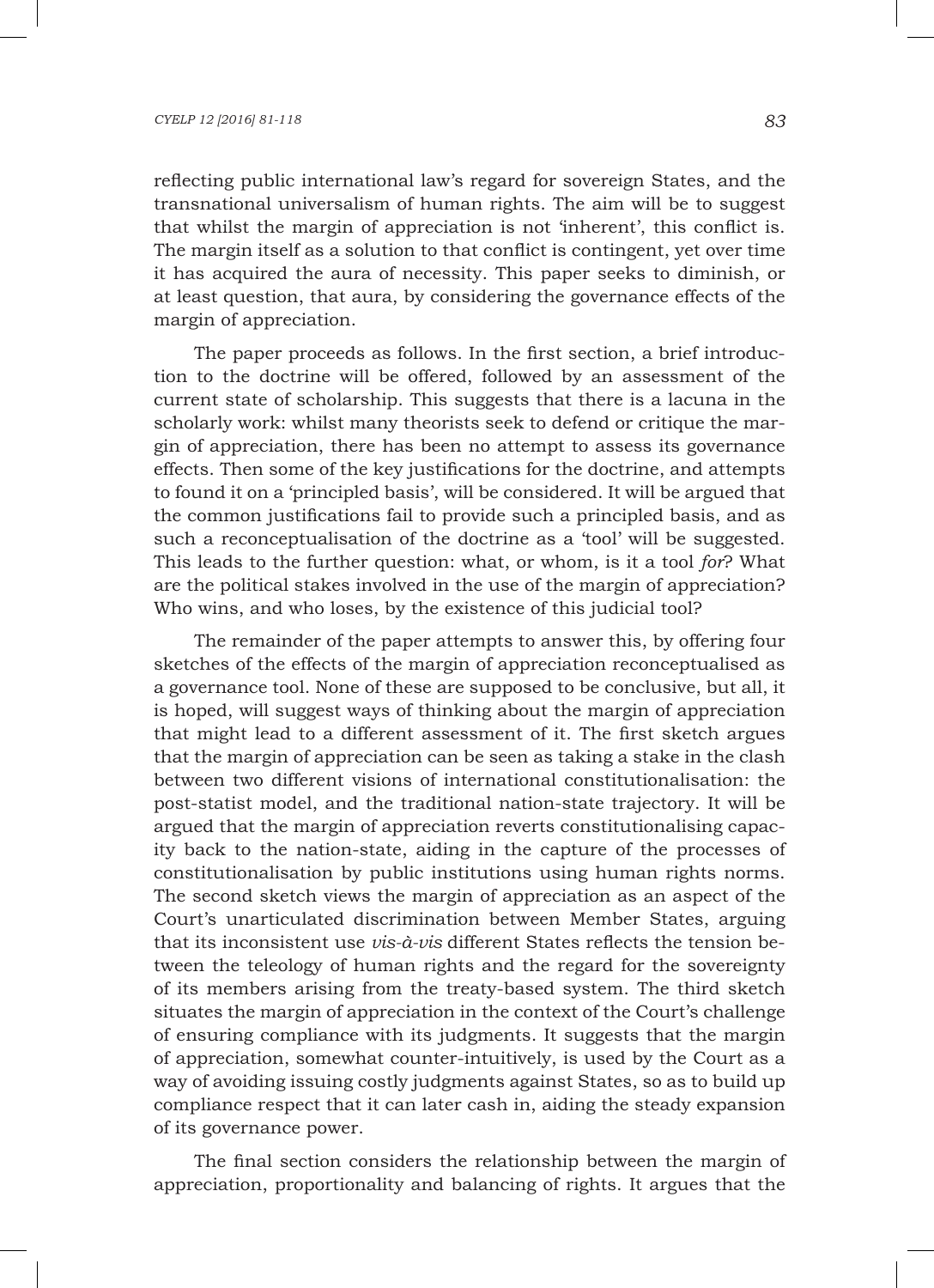reflecting public international law's regard for sovereign States, and the transnational universalism of human rights. The aim will be to suggest that whilst the margin of appreciation is not 'inherent', this conflict is. The margin itself as a solution to that conflict is contingent, yet over time it has acquired the aura of necessity. This paper seeks to diminish, or at least question, that aura, by considering the governance effects of the margin of appreciation.

The paper proceeds as follows. In the first section, a brief introduction to the doctrine will be offered, followed by an assessment of the current state of scholarship. This suggests that there is a lacuna in the scholarly work: whilst many theorists seek to defend or critique the margin of appreciation, there has been no attempt to assess its governance effects. Then some of the key justifications for the doctrine, and attempts to found it on a 'principled basis', will be considered. It will be argued that the common justifications fail to provide such a principled basis, and as such a reconceptualisation of the doctrine as a 'tool' will be suggested. This leads to the further question: what, or whom, is it a tool *for*? What are the political stakes involved in the use of the margin of appreciation? Who wins, and who loses, by the existence of this judicial tool?

The remainder of the paper attempts to answer this, by offering four sketches of the effects of the margin of appreciation reconceptualised as a governance tool. None of these are supposed to be conclusive, but all, it is hoped, will suggest ways of thinking about the margin of appreciation that might lead to a different assessment of it. The first sketch argues that the margin of appreciation can be seen as taking a stake in the clash between two different visions of international constitutionalisation: the post-statist model, and the traditional nation-state trajectory. It will be argued that the margin of appreciation reverts constitutionalising capacity back to the nation-state, aiding in the capture of the processes of constitutionalisation by public institutions using human rights norms. The second sketch views the margin of appreciation as an aspect of the Court's unarticulated discrimination between Member States, arguing that its inconsistent use *vis-à-vis* different States reflects the tension between the teleology of human rights and the regard for the sovereignty of its members arising from the treaty-based system. The third sketch situates the margin of appreciation in the context of the Court's challenge of ensuring compliance with its judgments. It suggests that the margin of appreciation, somewhat counter-intuitively, is used by the Court as a way of avoiding issuing costly judgments against States, so as to build up compliance respect that it can later cash in, aiding the steady expansion of its governance power.

The final section considers the relationship between the margin of appreciation, proportionality and balancing of rights. It argues that the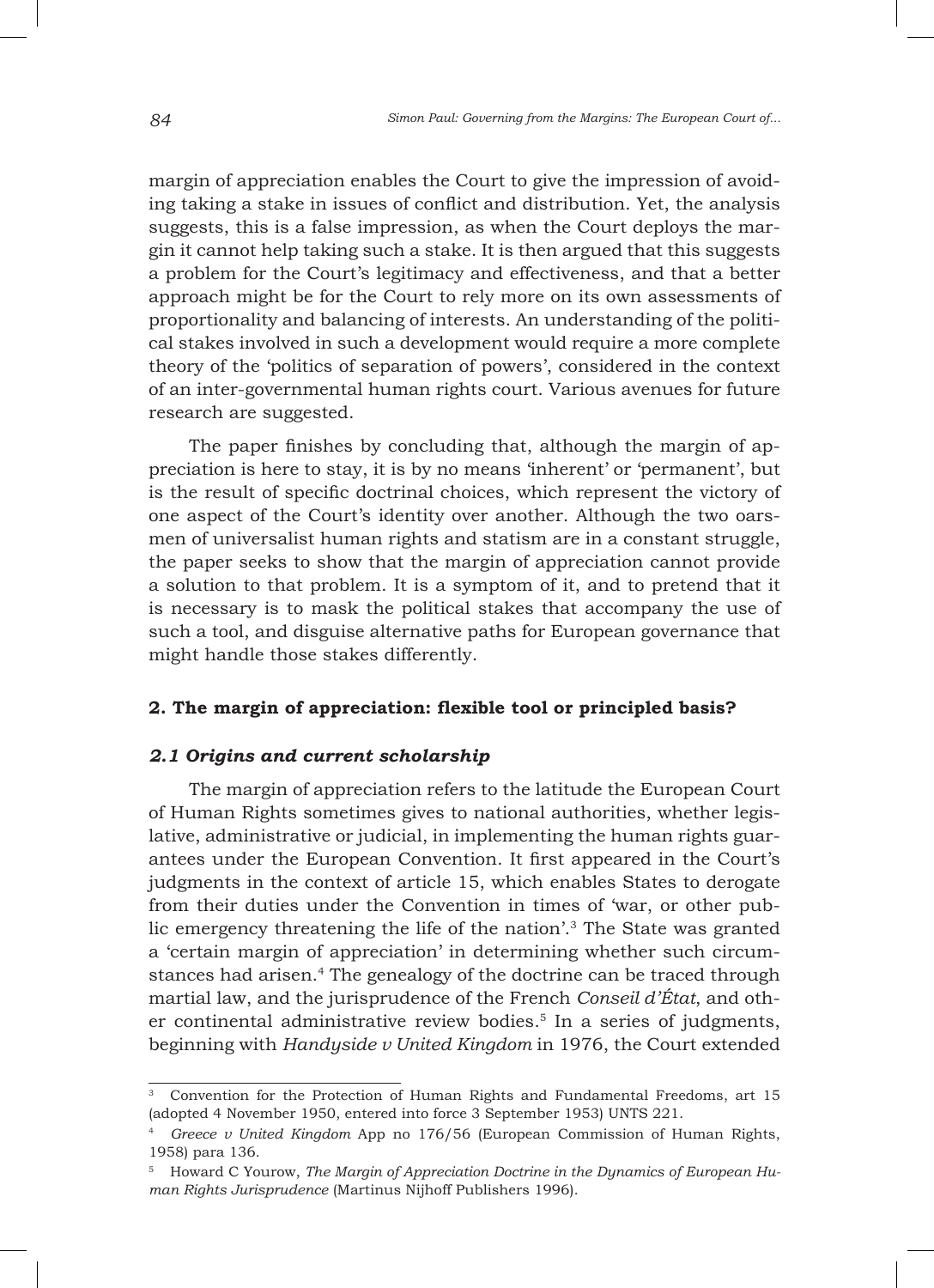margin of appreciation enables the Court to give the impression of avoiding taking a stake in issues of conflict and distribution. Yet, the analysis suggests, this is a false impression, as when the Court deploys the margin it cannot help taking such a stake. It is then argued that this suggests a problem for the Court's legitimacy and effectiveness, and that a better approach might be for the Court to rely more on its own assessments of proportionality and balancing of interests. An understanding of the political stakes involved in such a development would require a more complete theory of the 'politics of separation of powers', considered in the context of an inter-governmental human rights court. Various avenues for future research are suggested.

The paper finishes by concluding that, although the margin of appreciation is here to stay, it is by no means 'inherent' or 'permanent', but is the result of specific doctrinal choices, which represent the victory of one aspect of the Court's identity over another. Although the two oarsmen of universalist human rights and statism are in a constant struggle, the paper seeks to show that the margin of appreciation cannot provide a solution to that problem. It is a symptom of it, and to pretend that it is necessary is to mask the political stakes that accompany the use of such a tool, and disguise alternative paths for European governance that might handle those stakes differently.

## 2. The margin of appreciation: flexible tool or principled basis?

### *2.1 Origins and current scholarship*

The margin of appreciation refers to the latitude the European Court of Human Rights sometimes gives to national authorities, whether legislative, administrative or judicial, in implementing the human rights guarantees under the European Convention. It first appeared in the Court's judgments in the context of article 15, which enables States to derogate from their duties under the Convention in times of 'war, or other public emergency threatening the life of the nation'.[3] The State was granted a 'certain margin of appreciation' in determining whether such circumstances had arisen.[4] The genealogy of the doctrine can be traced through martial law, and the jurisprudence of the French *Conseil d'État*, and other continental administrative review bodies.[5] In a series of judgments, beginning with *Handyside v United Kingdom* in 1976, the Court extended

---

[3] Convention for the Protection of Human Rights and Fundamental Freedoms, art 15 (adopted 4 November 1950, entered into force 3 September 1953) UNTS 221.

[4] *Greece v United Kingdom* App no 176/56 (European Commission of Human Rights, 1958) para 136.

[5] Howard C Yourow, *The Margin of Appreciation Doctrine in the Dynamics of European Human Rights Jurisprudence* (Martinus Nijhoff Publishers 1996).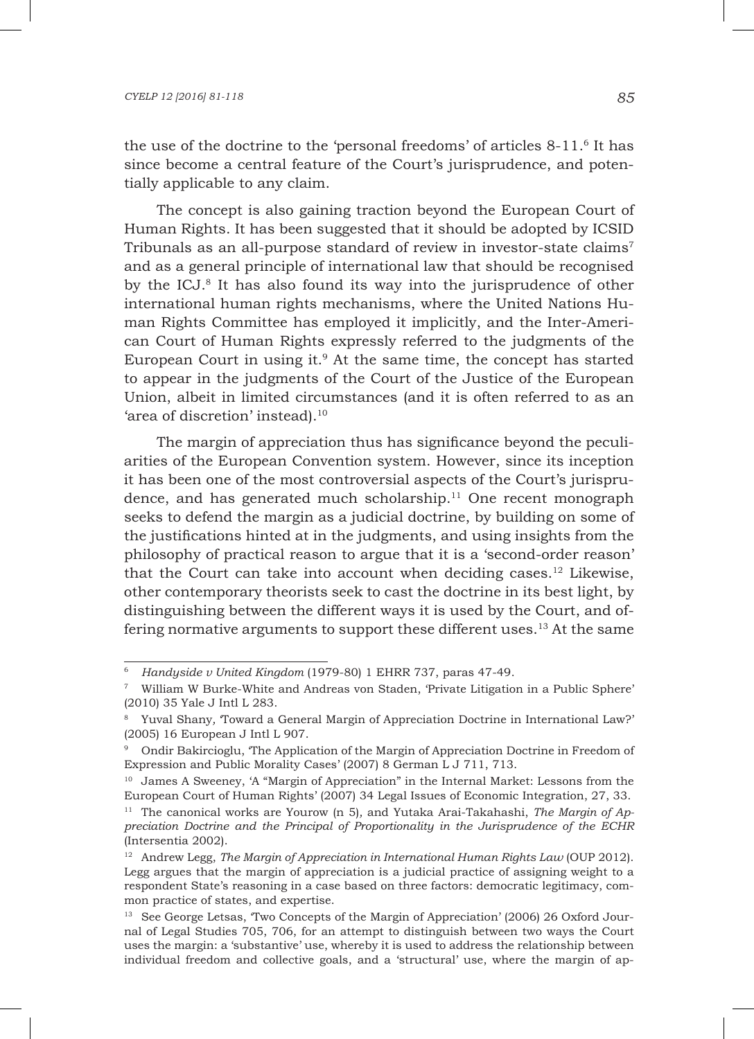the use of the doctrine to the 'personal freedoms' of articles 8-11.[6] It has since become a central feature of the Court's jurisprudence, and potentially applicable to any claim.

The concept is also gaining traction beyond the European Court of Human Rights. It has been suggested that it should be adopted by ICSID Tribunals as an all-purpose standard of review in investor-state claims[7] and as a general principle of international law that should be recognised by the ICJ.[8] It has also found its way into the jurisprudence of other international human rights mechanisms, where the United Nations Human Rights Committee has employed it implicitly, and the Inter-American Court of Human Rights expressly referred to the judgments of the European Court in using it.[9] At the same time, the concept has started to appear in the judgments of the Court of the Justice of the European Union, albeit in limited circumstances (and it is often referred to as an 'area of discretion' instead).[10]

The margin of appreciation thus has significance beyond the peculiarities of the European Convention system. However, since its inception it has been one of the most controversial aspects of the Court's jurisprudence, and has generated much scholarship.[11] One recent monograph seeks to defend the margin as a judicial doctrine, by building on some of the justifications hinted at in the judgments, and using insights from the philosophy of practical reason to argue that it is a 'second-order reason' that the Court can take into account when deciding cases.[12] Likewise, other contemporary theorists seek to cast the doctrine in its best light, by distinguishing between the different ways it is used by the Court, and offering normative arguments to support these different uses.[13] At the same

---

[6] *Handyside v United Kingdom* (1979-80) 1 EHRR 737, paras 47-49.

[7] William W Burke-White and Andreas von Staden, 'Private Litigation in a Public Sphere' (2010) 35 Yale J Intl L 283.

[8] Yuval Shany, 'Toward a General Margin of Appreciation Doctrine in International Law?' (2005) 16 European J Intl L 907.

[9] Ondir Bakircioglu, 'The Application of the Margin of Appreciation Doctrine in Freedom of Expression and Public Morality Cases' (2007) 8 German L J 711, 713.

[10] James A Sweeney, 'A "Margin of Appreciation" in the Internal Market: Lessons from the European Court of Human Rights' (2007) 34 Legal Issues of Economic Integration, 27, 33.

[11] The canonical works are Yourow (n 5), and Yutaka Arai-Takahashi, *The Margin of Appreciation Doctrine and the Principal of Proportionality in the Jurisprudence of the ECHR* (Intersentia 2002).

[12] Andrew Legg, *The Margin of Appreciation in International Human Rights Law* (OUP 2012). Legg argues that the margin of appreciation is a judicial practice of assigning weight to a respondent State's reasoning in a case based on three factors: democratic legitimacy, common practice of states, and expertise.

[13] See George Letsas, 'Two Concepts of the Margin of Appreciation' (2006) 26 Oxford Journal of Legal Studies 705, 706, for an attempt to distinguish between two ways the Court uses the margin: a 'substantive' use, whereby it is used to address the relationship between individual freedom and collective goals, and a 'structural' use, where the margin of ap-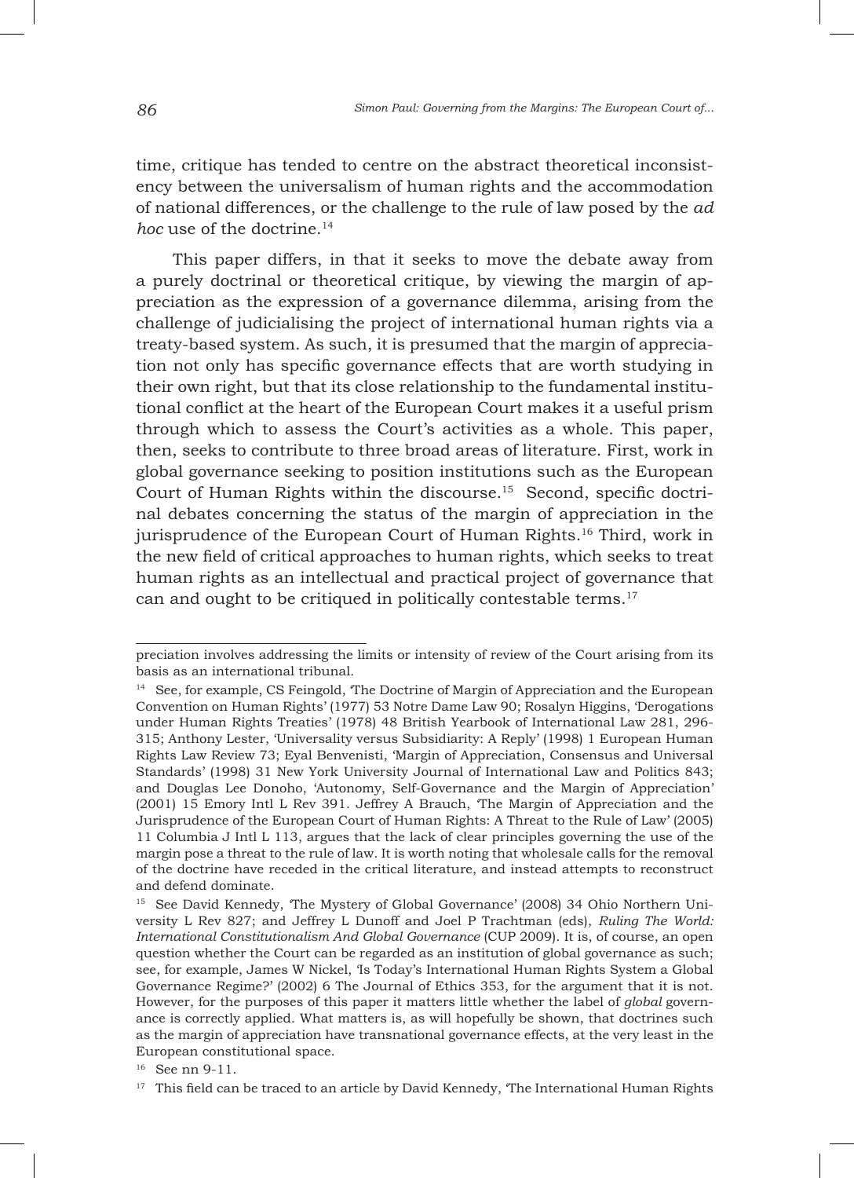time, critique has tended to centre on the abstract theoretical inconsistency between the universalism of human rights and the accommodation of national differences, or the challenge to the rule of law posed by the *ad hoc* use of the doctrine.[14]

This paper differs, in that it seeks to move the debate away from a purely doctrinal or theoretical critique, by viewing the margin of appreciation as the expression of a governance dilemma, arising from the challenge of judicialising the project of international human rights via a treaty-based system. As such, it is presumed that the margin of appreciation not only has specific governance effects that are worth studying in their own right, but that its close relationship to the fundamental institutional conflict at the heart of the European Court makes it a useful prism through which to assess the Court's activities as a whole. This paper, then, seeks to contribute to three broad areas of literature. First, work in global governance seeking to position institutions such as the European Court of Human Rights within the discourse.[15] Second, specific doctrinal debates concerning the status of the margin of appreciation in the jurisprudence of the European Court of Human Rights.[16] Third, work in the new field of critical approaches to human rights, which seeks to treat human rights as an intellectual and practical project of governance that can and ought to be critiqued in politically contestable terms.[17]

---

preciation involves addressing the limits or intensity of review of the Court arising from its basis as an international tribunal.

[14] See, for example, CS Feingold, 'The Doctrine of Margin of Appreciation and the European Convention on Human Rights' (1977) 53 Notre Dame Law 90; Rosalyn Higgins, 'Derogations under Human Rights Treaties' (1978) 48 British Yearbook of International Law 281, 296-315; Anthony Lester, 'Universality versus Subsidiarity: A Reply' (1998) 1 European Human Rights Law Review 73; Eyal Benvenisti, 'Margin of Appreciation, Consensus and Universal Standards' (1998) 31 New York University Journal of International Law and Politics 843; and Douglas Lee Donoho, 'Autonomy, Self-Governance and the Margin of Appreciation' (2001) 15 Emory Intl L Rev 391. Jeffrey A Brauch, 'The Margin of Appreciation and the Jurisprudence of the European Court of Human Rights: A Threat to the Rule of Law' (2005) 11 Columbia J Intl L 113, argues that the lack of clear principles governing the use of the margin pose a threat to the rule of law. It is worth noting that wholesale calls for the removal of the doctrine have receded in the critical literature, and instead attempts to reconstruct and defend dominate.

[15] See David Kennedy, 'The Mystery of Global Governance' (2008) 34 Ohio Northern University L Rev 827; and Jeffrey L Dunoff and Joel P Trachtman (eds), *Ruling The World: International Constitutionalism And Global Governance* (CUP 2009). It is, of course, an open question whether the Court can be regarded as an institution of global governance as such; see, for example, James W Nickel, 'Is Today's International Human Rights System a Global Governance Regime?' (2002) 6 The Journal of Ethics 353, for the argument that it is not. However, for the purposes of this paper it matters little whether the label of *global* governance is correctly applied. What matters is, as will hopefully be shown, that doctrines such as the margin of appreciation have transnational governance effects, at the very least in the European constitutional space.

[16] See nn 9-11.

[17] This field can be traced to an article by David Kennedy, 'The International Human Rights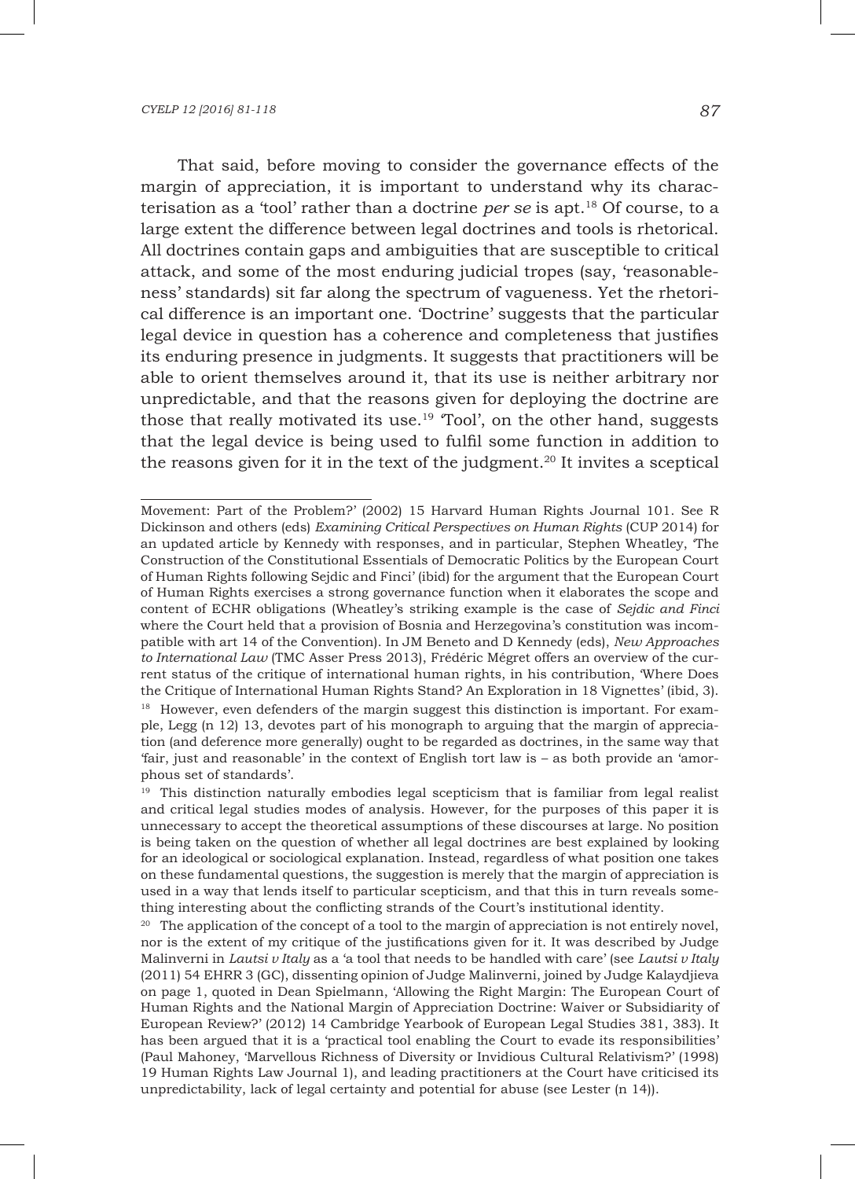That said, before moving to consider the governance effects of the margin of appreciation, it is important to understand why its characterisation as a 'tool' rather than a doctrine *per se* is apt.[18] Of course, to a large extent the difference between legal doctrines and tools is rhetorical. All doctrines contain gaps and ambiguities that are susceptible to critical attack, and some of the most enduring judicial tropes (say, 'reasonableness' standards) sit far along the spectrum of vagueness. Yet the rhetorical difference is an important one. 'Doctrine' suggests that the particular legal device in question has a coherence and completeness that justifies its enduring presence in judgments. It suggests that practitioners will be able to orient themselves around it, that its use is neither arbitrary nor unpredictable, and that the reasons given for deploying the doctrine are those that really motivated its use.[19] 'Tool', on the other hand, suggests that the legal device is being used to fulfil some function in addition to the reasons given for it in the text of the judgment.[20] It invites a sceptical

---

Movement: Part of the Problem?' (2002) 15 Harvard Human Rights Journal 101. See R Dickinson and others (eds) *Examining Critical Perspectives on Human Rights* (CUP 2014) for an updated article by Kennedy with responses, and in particular, Stephen Wheatley, 'The Construction of the Constitutional Essentials of Democratic Politics by the European Court of Human Rights following Sejdic and Finci' (ibid) for the argument that the European Court of Human Rights exercises a strong governance function when it elaborates the scope and content of ECHR obligations (Wheatley's striking example is the case of *Sejdic and Finci* where the Court held that a provision of Bosnia and Herzegovina's constitution was incompatible with art 14 of the Convention). In JM Beneto and D Kennedy (eds), *New Approaches to International Law* (TMC Asser Press 2013), Frédéric Mégret offers an overview of the current status of the critique of international human rights, in his contribution, 'Where Does the Critique of International Human Rights Stand? An Exploration in 18 Vignettes' (ibid, 3).

[18] However, even defenders of the margin suggest this distinction is important. For example, Legg (n 12) 13, devotes part of his monograph to arguing that the margin of appreciation (and deference more generally) ought to be regarded as doctrines, in the same way that 'fair, just and reasonable' in the context of English tort law is – as both provide an 'amorphous set of standards'.

[19] This distinction naturally embodies legal scepticism that is familiar from legal realist and critical legal studies modes of analysis. However, for the purposes of this paper it is unnecessary to accept the theoretical assumptions of these discourses at large. No position is being taken on the question of whether all legal doctrines are best explained by looking for an ideological or sociological explanation. Instead, regardless of what position one takes on these fundamental questions, the suggestion is merely that the margin of appreciation is used in a way that lends itself to particular scepticism, and that this in turn reveals something interesting about the conflicting strands of the Court's institutional identity.

[20] The application of the concept of a tool to the margin of appreciation is not entirely novel, nor is the extent of my critique of the justifications given for it. It was described by Judge Malinverni in *Lautsi v Italy* as a 'a tool that needs to be handled with care' (see *Lautsi v Italy* (2011) 54 EHRR 3 (GC), dissenting opinion of Judge Malinverni, joined by Judge Kalaydjieva on page 1, quoted in Dean Spielmann, 'Allowing the Right Margin: The European Court of Human Rights and the National Margin of Appreciation Doctrine: Waiver or Subsidiarity of European Review?' (2012) 14 Cambridge Yearbook of European Legal Studies 381, 383). It has been argued that it is a 'practical tool enabling the Court to evade its responsibilities' (Paul Mahoney, 'Marvellous Richness of Diversity or Invidious Cultural Relativism?' (1998) 19 Human Rights Law Journal 1), and leading practitioners at the Court have criticised its unpredictability, lack of legal certainty and potential for abuse (see Lester (n 14)).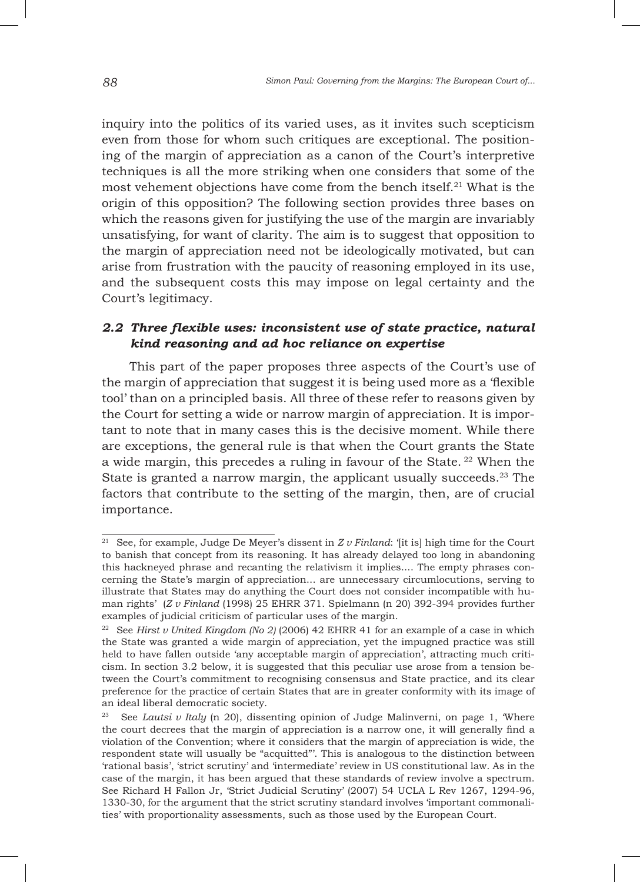inquiry into the politics of its varied uses, as it invites such scepticism even from those for whom such critiques are exceptional. The positioning of the margin of appreciation as a canon of the Court's interpretive techniques is all the more striking when one considers that some of the most vehement objections have come from the bench itself.[21] What is the origin of this opposition? The following section provides three bases on which the reasons given for justifying the use of the margin are invariably unsatisfying, for want of clarity. The aim is to suggest that opposition to the margin of appreciation need not be ideologically motivated, but can arise from frustration with the paucity of reasoning employed in its use, and the subsequent costs this may impose on legal certainty and the Court's legitimacy.

### *2.2 Three flexible uses: inconsistent use of state practice, natural kind reasoning and ad hoc reliance on expertise*

This part of the paper proposes three aspects of the Court's use of the margin of appreciation that suggest it is being used more as a 'flexible tool' than on a principled basis. All three of these refer to reasons given by the Court for setting a wide or narrow margin of appreciation. It is important to note that in many cases this is the decisive moment. While there are exceptions, the general rule is that when the Court grants the State a wide margin, this precedes a ruling in favour of the State.[22] When the State is granted a narrow margin, the applicant usually succeeds.[23] The factors that contribute to the setting of the margin, then, are of crucial importance.

---

[21] See, for example, Judge De Meyer's dissent in *Z v Finland*: '[it is] high time for the Court to banish that concept from its reasoning. It has already delayed too long in abandoning this hackneyed phrase and recanting the relativism it implies.... The empty phrases concerning the State's margin of appreciation... are unnecessary circumlocutions, serving to illustrate that States may do anything the Court does not consider incompatible with human rights' (*Z v Finland* (1998) 25 EHRR 371. Spielmann (n 20) 392-394 provides further examples of judicial criticism of particular uses of the margin.

[22] See *Hirst v United Kingdom (No 2)* (2006) 42 EHRR 41 for an example of a case in which the State was granted a wide margin of appreciation, yet the impugned practice was still held to have fallen outside 'any acceptable margin of appreciation', attracting much criticism. In section 3.2 below, it is suggested that this peculiar use arose from a tension between the Court's commitment to recognising consensus and State practice, and its clear preference for the practice of certain States that are in greater conformity with its image of an ideal liberal democratic society.

[23] See *Lautsi v Italy* (n 20), dissenting opinion of Judge Malinverni, on page 1, 'Where the court decrees that the margin of appreciation is a narrow one, it will generally find a violation of the Convention; where it considers that the margin of appreciation is wide, the respondent state will usually be "acquitted"'. This is analogous to the distinction between 'rational basis', 'strict scrutiny' and 'intermediate' review in US constitutional law. As in the case of the margin, it has been argued that these standards of review involve a spectrum. See Richard H Fallon Jr, 'Strict Judicial Scrutiny' (2007) 54 UCLA L Rev 1267, 1294-96, 1330-30, for the argument that the strict scrutiny standard involves 'important commonalities' with proportionality assessments, such as those used by the European Court.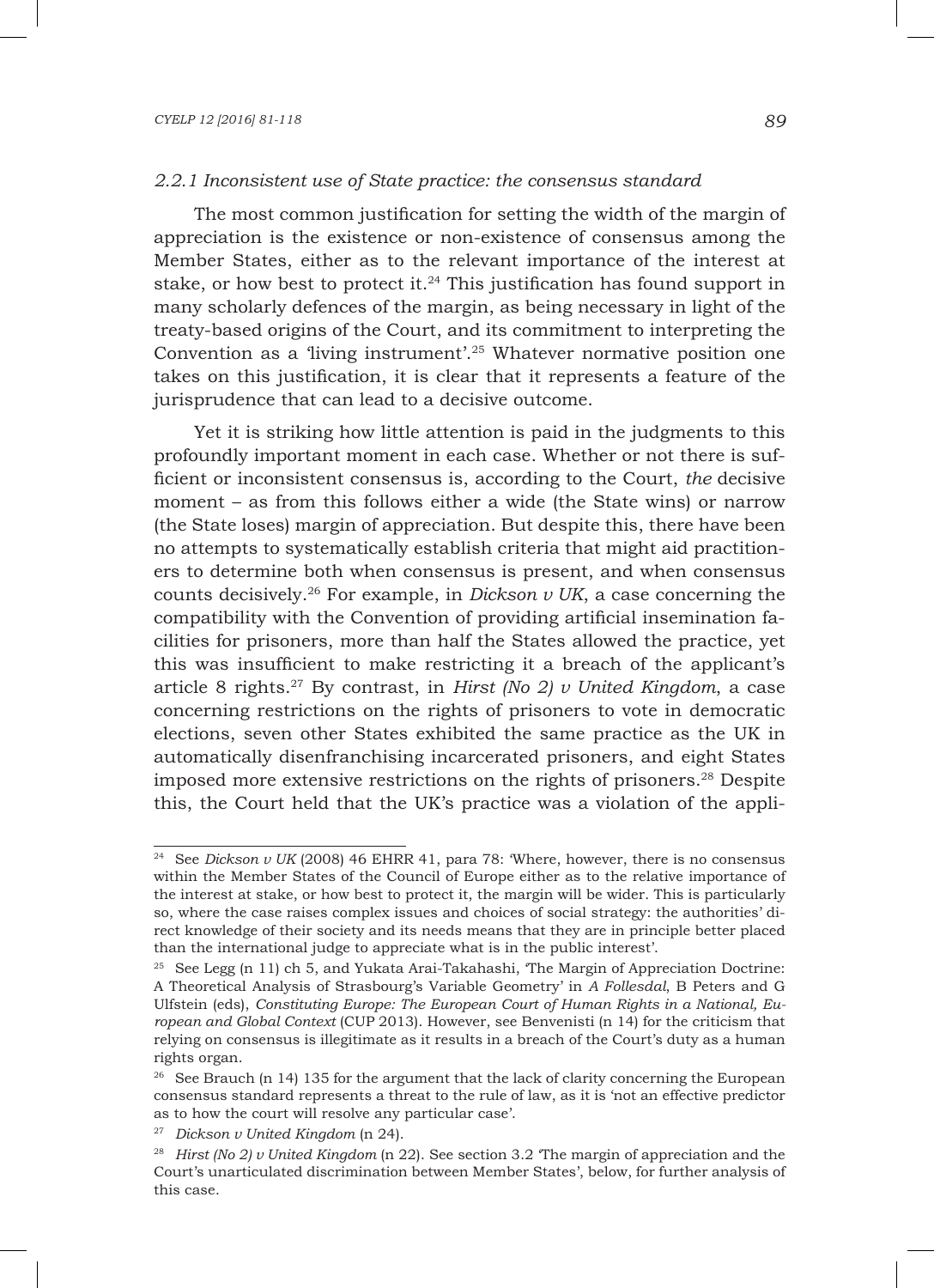### *2.2.1 Inconsistent use of State practice: the consensus standard*

The most common justification for setting the width of the margin of appreciation is the existence or non-existence of consensus among the Member States, either as to the relevant importance of the interest at stake, or how best to protect it.[24] This justification has found support in many scholarly defences of the margin, as being necessary in light of the treaty-based origins of the Court, and its commitment to interpreting the Convention as a 'living instrument'.[25] Whatever normative position one takes on this justification, it is clear that it represents a feature of the jurisprudence that can lead to a decisive outcome.

Yet it is striking how little attention is paid in the judgments to this profoundly important moment in each case. Whether or not there is sufficient or inconsistent consensus is, according to the Court, *the* decisive moment – as from this follows either a wide (the State wins) or narrow (the State loses) margin of appreciation. But despite this, there have been no attempts to systematically establish criteria that might aid practitioners to determine both when consensus is present, and when consensus counts decisively.[26] For example, in *Dickson v UK*, a case concerning the compatibility with the Convention of providing artificial insemination facilities for prisoners, more than half the States allowed the practice, yet this was insufficient to make restricting it a breach of the applicant's article 8 rights.[27] By contrast, in *Hirst (No 2) v United Kingdom*, a case concerning restrictions on the rights of prisoners to vote in democratic elections, seven other States exhibited the same practice as the UK in automatically disenfranchising incarcerated prisoners, and eight States imposed more extensive restrictions on the rights of prisoners.[28] Despite this, the Court held that the UK's practice was a violation of the appli-

---

[24] See *Dickson v UK* (2008) 46 EHRR 41, para 78: 'Where, however, there is no consensus within the Member States of the Council of Europe either as to the relative importance of the interest at stake, or how best to protect it, the margin will be wider. This is particularly so, where the case raises complex issues and choices of social strategy: the authorities' direct knowledge of their society and its needs means that they are in principle better placed than the international judge to appreciate what is in the public interest'.

[25] See Legg (n 11) ch 5, and Yukata Arai-Takahashi, 'The Margin of Appreciation Doctrine: A Theoretical Analysis of Strasbourg's Variable Geometry' in *A Follesdal*, B Peters and G Ulfstein (eds), *Constituting Europe: The European Court of Human Rights in a National, European and Global Context* (CUP 2013). However, see Benvenisti (n 14) for the criticism that relying on consensus is illegitimate as it results in a breach of the Court's duty as a human rights organ.

[26] See Brauch (n 14) 135 for the argument that the lack of clarity concerning the European consensus standard represents a threat to the rule of law, as it is 'not an effective predictor as to how the court will resolve any particular case'.

[27] *Dickson v United Kingdom* (n 24).

[28] *Hirst (No 2) v United Kingdom* (n 22). See section 3.2 'The margin of appreciation and the Court's unarticulated discrimination between Member States', below, for further analysis of this case.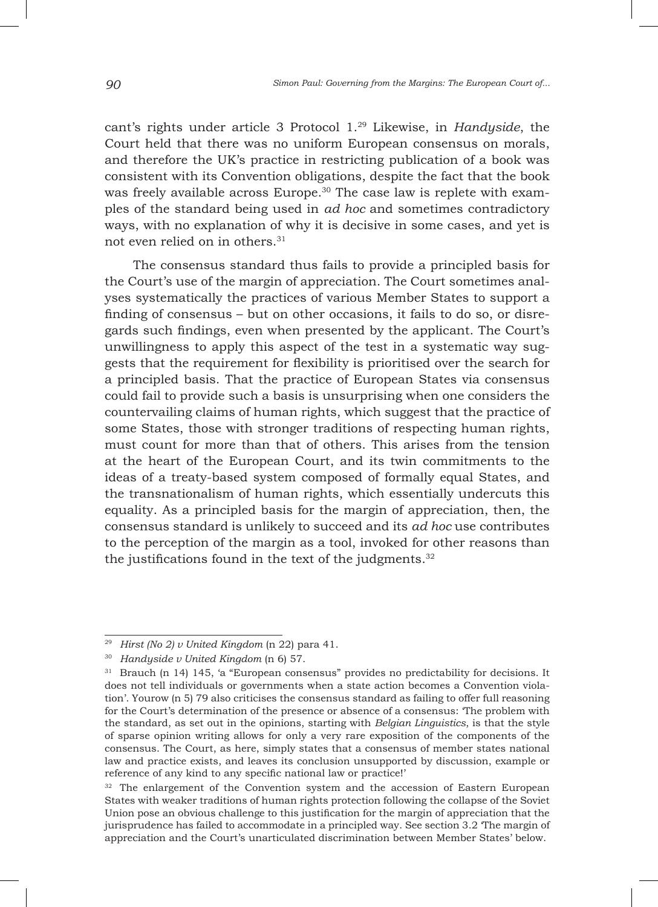cant's rights under article 3 Protocol 1.[29] Likewise, in *Handyside*, the Court held that there was no uniform European consensus on morals, and therefore the UK's practice in restricting publication of a book was consistent with its Convention obligations, despite the fact that the book was freely available across Europe.[30] The case law is replete with examples of the standard being used in *ad hoc* and sometimes contradictory ways, with no explanation of why it is decisive in some cases, and yet is not even relied on in others.[31]

The consensus standard thus fails to provide a principled basis for the Court's use of the margin of appreciation. The Court sometimes analyses systematically the practices of various Member States to support a finding of consensus – but on other occasions, it fails to do so, or disregards such findings, even when presented by the applicant. The Court's unwillingness to apply this aspect of the test in a systematic way suggests that the requirement for flexibility is prioritised over the search for a principled basis. That the practice of European States via consensus could fail to provide such a basis is unsurprising when one considers the countervailing claims of human rights, which suggest that the practice of some States, those with stronger traditions of respecting human rights, must count for more than that of others. This arises from the tension at the heart of the European Court, and its twin commitments to the ideas of a treaty-based system composed of formally equal States, and the transnationalism of human rights, which essentially undercuts this equality. As a principled basis for the margin of appreciation, then, the consensus standard is unlikely to succeed and its *ad hoc* use contributes to the perception of the margin as a tool, invoked for other reasons than the justifications found in the text of the judgments.[32]

---

[29] *Hirst (No 2) v United Kingdom* (n 22) para 41.

[30] *Handyside v United Kingdom* (n 6) 57.

[31] Brauch (n 14) 145, 'a "European consensus" provides no predictability for decisions. It does not tell individuals or governments when a state action becomes a Convention violation'. Yourow (n 5) 79 also criticises the consensus standard as failing to offer full reasoning for the Court's determination of the presence or absence of a consensus: 'The problem with the standard, as set out in the opinions, starting with *Belgian Linguistics*, is that the style of sparse opinion writing allows for only a very rare exposition of the components of the consensus. The Court, as here, simply states that a consensus of member states national law and practice exists, and leaves its conclusion unsupported by discussion, example or reference of any kind to any specific national law or practice!'

[32] The enlargement of the Convention system and the accession of Eastern European States with weaker traditions of human rights protection following the collapse of the Soviet Union pose an obvious challenge to this justification for the margin of appreciation that the jurisprudence has failed to accommodate in a principled way. See section 3.2 'The margin of appreciation and the Court's unarticulated discrimination between Member States' below.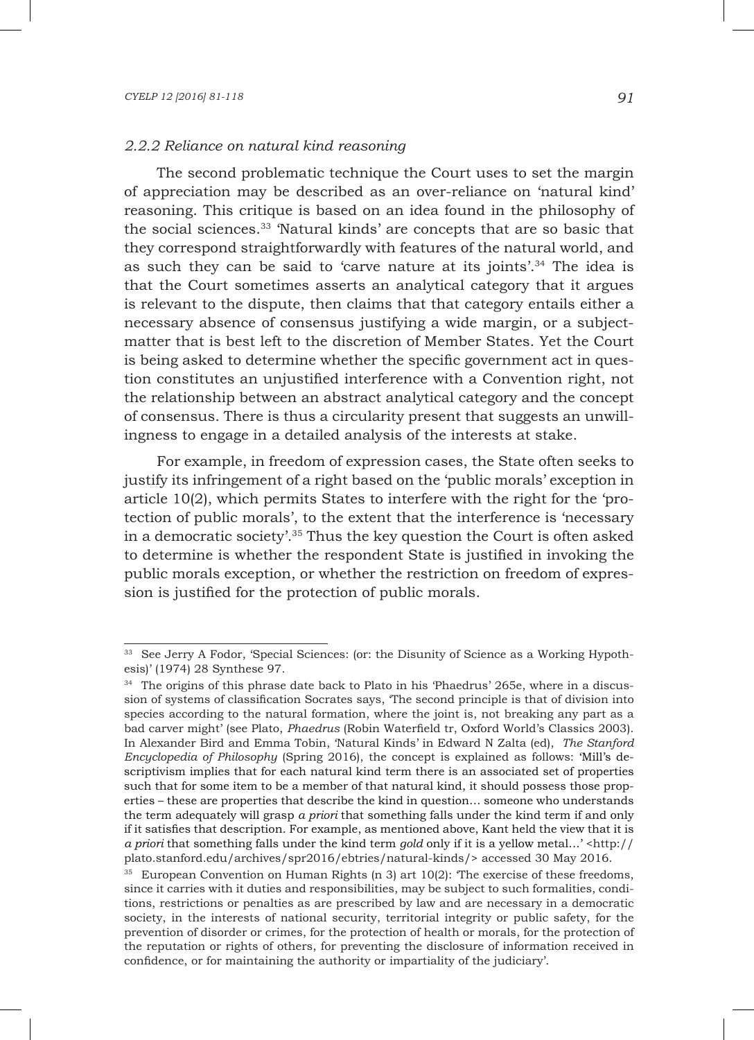### *2.2.2 Reliance on natural kind reasoning*

The second problematic technique the Court uses to set the margin of appreciation may be described as an over-reliance on 'natural kind' reasoning. This critique is based on an idea found in the philosophy of the social sciences.[33] 'Natural kinds' are concepts that are so basic that they correspond straightforwardly with features of the natural world, and as such they can be said to 'carve nature at its joints'.[34] The idea is that the Court sometimes asserts an analytical category that it argues is relevant to the dispute, then claims that that category entails either a necessary absence of consensus justifying a wide margin, or a subject-matter that is best left to the discretion of Member States. Yet the Court is being asked to determine whether the specific government act in question constitutes an unjustified interference with a Convention right, not the relationship between an abstract analytical category and the concept of consensus. There is thus a circularity present that suggests an unwillingness to engage in a detailed analysis of the interests at stake.

For example, in freedom of expression cases, the State often seeks to justify its infringement of a right based on the 'public morals' exception in article 10(2), which permits States to interfere with the right for the 'protection of public morals', to the extent that the interference is 'necessary in a democratic society'.[35] Thus the key question the Court is often asked to determine is whether the respondent State is justified in invoking the public morals exception, or whether the restriction on freedom of expression is justified for the protection of public morals.

---

[33] See Jerry A Fodor, 'Special Sciences: (or: the Disunity of Science as a Working Hypothesis)' (1974) 28 Synthese 97.

[34] The origins of this phrase date back to Plato in his 'Phaedrus' 265e, where in a discussion of systems of classification Socrates says, 'The second principle is that of division into species according to the natural formation, where the joint is, not breaking any part as a bad carver might' (see Plato, *Phaedrus* (Robin Waterfield tr, Oxford World's Classics 2003). In Alexander Bird and Emma Tobin, 'Natural Kinds' in Edward N Zalta (ed), *The Stanford Encyclopedia of Philosophy* (Spring 2016), the concept is explained as follows: 'Mill's descriptivism implies that for each natural kind term there is an associated set of properties such that for some item to be a member of that natural kind, it should possess those properties – these are properties that describe the kind in question… someone who understands the term adequately will grasp *a priori* that something falls under the kind term if and only if it satisfies that description. For example, as mentioned above, Kant held the view that it is *a priori* that something falls under the kind term *gold* only if it is a yellow metal…' <http://plato.stanford.edu/archives/spr2016/ebtries/natural-kinds/> accessed 30 May 2016.

[35] European Convention on Human Rights (n 3) art 10(2): 'The exercise of these freedoms, since it carries with it duties and responsibilities, may be subject to such formalities, conditions, restrictions or penalties as are prescribed by law and are necessary in a democratic society, in the interests of national security, territorial integrity or public safety, for the prevention of disorder or crimes, for the protection of health or morals, for the protection of the reputation or rights of others, for preventing the disclosure of information received in confidence, or for maintaining the authority or impartiality of the judiciary'.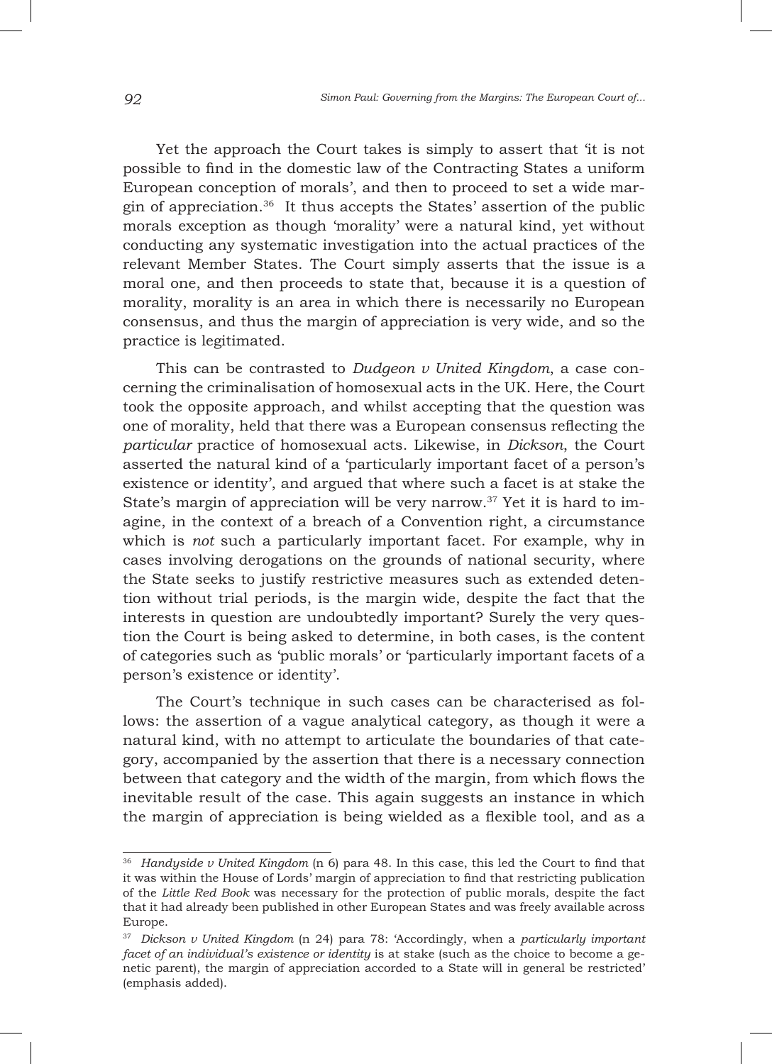Yet the approach the Court takes is simply to assert that 'it is not possible to find in the domestic law of the Contracting States a uniform European conception of morals', and then to proceed to set a wide margin of appreciation.[36] It thus accepts the States' assertion of the public morals exception as though 'morality' were a natural kind, yet without conducting any systematic investigation into the actual practices of the relevant Member States. The Court simply asserts that the issue is a moral one, and then proceeds to state that, because it is a question of morality, morality is an area in which there is necessarily no European consensus, and thus the margin of appreciation is very wide, and so the practice is legitimated.

This can be contrasted to *Dudgeon v United Kingdom*, a case concerning the criminalisation of homosexual acts in the UK. Here, the Court took the opposite approach, and whilst accepting that the question was one of morality, held that there was a European consensus reflecting the *particular* practice of homosexual acts. Likewise, in *Dickson*, the Court asserted the natural kind of a 'particularly important facet of a person's existence or identity', and argued that where such a facet is at stake the State's margin of appreciation will be very narrow.[37] Yet it is hard to imagine, in the context of a breach of a Convention right, a circumstance which is *not* such a particularly important facet. For example, why in cases involving derogations on the grounds of national security, where the State seeks to justify restrictive measures such as extended detention without trial periods, is the margin wide, despite the fact that the interests in question are undoubtedly important? Surely the very question the Court is being asked to determine, in both cases, is the content of categories such as 'public morals' or 'particularly important facets of a person's existence or identity'.

The Court's technique in such cases can be characterised as follows: the assertion of a vague analytical category, as though it were a natural kind, with no attempt to articulate the boundaries of that category, accompanied by the assertion that there is a necessary connection between that category and the width of the margin, from which flows the inevitable result of the case. This again suggests an instance in which the margin of appreciation is being wielded as a flexible tool, and as a

---

[36] *Handyside v United Kingdom* (n 6) para 48. In this case, this led the Court to find that it was within the House of Lords' margin of appreciation to find that restricting publication of the *Little Red Book* was necessary for the protection of public morals, despite the fact that it had already been published in other European States and was freely available across Europe.

[37] *Dickson v United Kingdom* (n 24) para 78: 'Accordingly, when a *particularly important facet of an individual's existence or identity* is at stake (such as the choice to become a genetic parent), the margin of appreciation accorded to a State will in general be restricted' (emphasis added).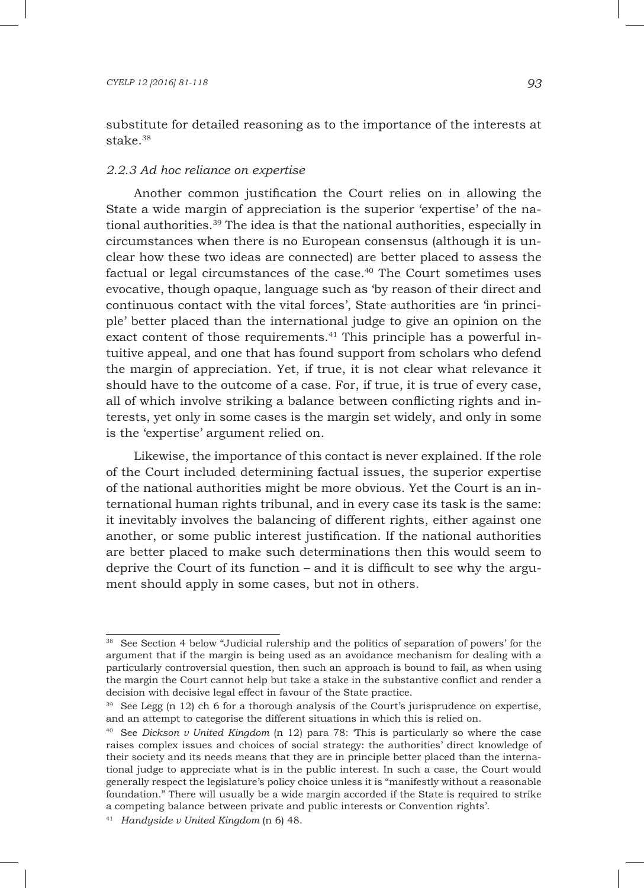substitute for detailed reasoning as to the importance of the interests at stake.[38]

### *2.2.3 Ad hoc reliance on expertise*

Another common justification the Court relies on in allowing the State a wide margin of appreciation is the superior 'expertise' of the national authorities.[39] The idea is that the national authorities, especially in circumstances when there is no European consensus (although it is unclear how these two ideas are connected) are better placed to assess the factual or legal circumstances of the case.[40] The Court sometimes uses evocative, though opaque, language such as 'by reason of their direct and continuous contact with the vital forces', State authorities are 'in principle' better placed than the international judge to give an opinion on the exact content of those requirements.[41] This principle has a powerful intuitive appeal, and one that has found support from scholars who defend the margin of appreciation. Yet, if true, it is not clear what relevance it should have to the outcome of a case. For, if true, it is true of every case, all of which involve striking a balance between conflicting rights and interests, yet only in some cases is the margin set widely, and only in some is the 'expertise' argument relied on.

Likewise, the importance of this contact is never explained. If the role of the Court included determining factual issues, the superior expertise of the national authorities might be more obvious. Yet the Court is an international human rights tribunal, and in every case its task is the same: it inevitably involves the balancing of different rights, either against one another, or some public interest justification. If the national authorities are better placed to make such determinations then this would seem to deprive the Court of its function – and it is difficult to see why the argument should apply in some cases, but not in others.

---

[38] See Section 4 below "Judicial rulership and the politics of separation of powers' for the argument that if the margin is being used as an avoidance mechanism for dealing with a particularly controversial question, then such an approach is bound to fail, as when using the margin the Court cannot help but take a stake in the substantive conflict and render a decision with decisive legal effect in favour of the State practice.

[39] See Legg (n 12) ch 6 for a thorough analysis of the Court's jurisprudence on expertise, and an attempt to categorise the different situations in which this is relied on.

[40] See *Dickson v United Kingdom* (n 12) para 78: 'This is particularly so where the case raises complex issues and choices of social strategy: the authorities' direct knowledge of their society and its needs means that they are in principle better placed than the international judge to appreciate what is in the public interest. In such a case, the Court would generally respect the legislature's policy choice unless it is "manifestly without a reasonable foundation." There will usually be a wide margin accorded if the State is required to strike a competing balance between private and public interests or Convention rights'.

[41] *Handyside v United Kingdom* (n 6) 48.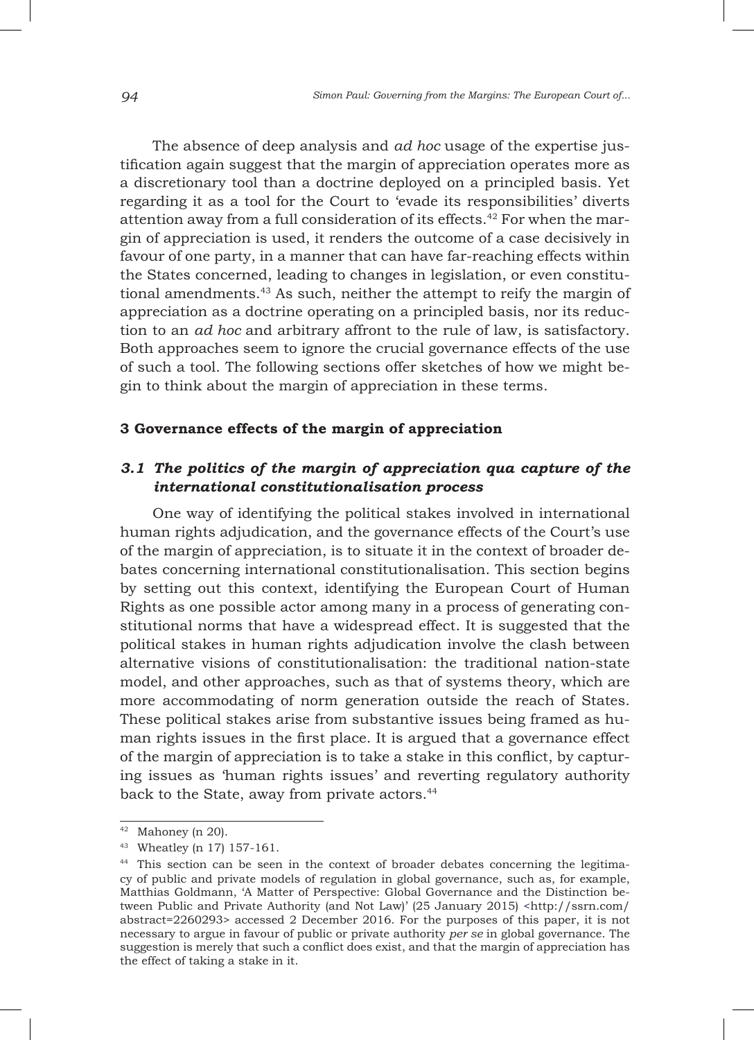The absence of deep analysis and *ad hoc* usage of the expertise justification again suggest that the margin of appreciation operates more as a discretionary tool than a doctrine deployed on a principled basis. Yet regarding it as a tool for the Court to 'evade its responsibilities' diverts attention away from a full consideration of its effects.[42] For when the margin of appreciation is used, it renders the outcome of a case decisively in favour of one party, in a manner that can have far-reaching effects within the States concerned, leading to changes in legislation, or even constitutional amendments.[43] As such, neither the attempt to reify the margin of appreciation as a doctrine operating on a principled basis, nor its reduction to an *ad hoc* and arbitrary affront to the rule of law, is satisfactory. Both approaches seem to ignore the crucial governance effects of the use of such a tool. The following sections offer sketches of how we might begin to think about the margin of appreciation in these terms.

## 3 Governance effects of the margin of appreciation

### *3.1 The politics of the margin of appreciation qua capture of the international constitutionalisation process*

One way of identifying the political stakes involved in international human rights adjudication, and the governance effects of the Court's use of the margin of appreciation, is to situate it in the context of broader debates concerning international constitutionalisation. This section begins by setting out this context, identifying the European Court of Human Rights as one possible actor among many in a process of generating constitutional norms that have a widespread effect. It is suggested that the political stakes in human rights adjudication involve the clash between alternative visions of constitutionalisation: the traditional nation-state model, and other approaches, such as that of systems theory, which are more accommodating of norm generation outside the reach of States. These political stakes arise from substantive issues being framed as human rights issues in the first place. It is argued that a governance effect of the margin of appreciation is to take a stake in this conflict, by capturing issues as 'human rights issues' and reverting regulatory authority back to the State, away from private actors.[44]

---

[42] Mahoney (n 20).

[43] Wheatley (n 17) 157-161.

[44] This section can be seen in the context of broader debates concerning the legitimacy of public and private models of regulation in global governance, such as, for example, Matthias Goldmann, 'A Matter of Perspective: Global Governance and the Distinction between Public and Private Authority (and Not Law)' (25 January 2015) <http://ssrn.com/abstract=2260293> accessed 2 December 2016. For the purposes of this paper, it is not necessary to argue in favour of public or private authority *per se* in global governance. The suggestion is merely that such a conflict does exist, and that the margin of appreciation has the effect of taking a stake in it.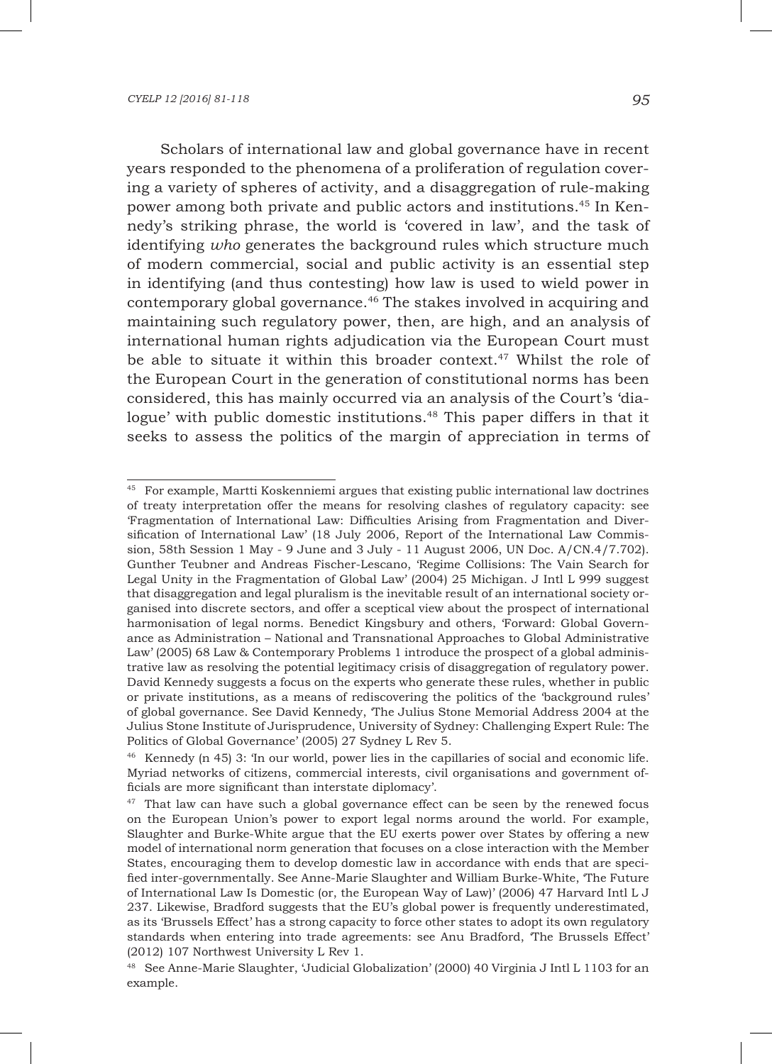Scholars of international law and global governance have in recent years responded to the phenomena of a proliferation of regulation covering a variety of spheres of activity, and a disaggregation of rule-making power among both private and public actors and institutions.[45] In Kennedy's striking phrase, the world is 'covered in law', and the task of identifying *who* generates the background rules which structure much of modern commercial, social and public activity is an essential step in identifying (and thus contesting) how law is used to wield power in contemporary global governance.[46] The stakes involved in acquiring and maintaining such regulatory power, then, are high, and an analysis of international human rights adjudication via the European Court must be able to situate it within this broader context.[47] Whilst the role of the European Court in the generation of constitutional norms has been considered, this has mainly occurred via an analysis of the Court's 'dialogue' with public domestic institutions.[48] This paper differs in that it seeks to assess the politics of the margin of appreciation in terms of

---

[45] For example, Martti Koskenniemi argues that existing public international law doctrines of treaty interpretation offer the means for resolving clashes of regulatory capacity: see 'Fragmentation of International Law: Difficulties Arising from Fragmentation and Diversification of International Law' (18 July 2006, Report of the International Law Commission, 58th Session 1 May - 9 June and 3 July - 11 August 2006, UN Doc. A/CN.4/7.702). Gunther Teubner and Andreas Fischer-Lescano, 'Regime Collisions: The Vain Search for Legal Unity in the Fragmentation of Global Law' (2004) 25 Michigan. J Intl L 999 suggest that disaggregation and legal pluralism is the inevitable result of an international society organised into discrete sectors, and offer a sceptical view about the prospect of international harmonisation of legal norms. Benedict Kingsbury and others, 'Forward: Global Governance as Administration – National and Transnational Approaches to Global Administrative Law' (2005) 68 Law & Contemporary Problems 1 introduce the prospect of a global administrative law as resolving the potential legitimacy crisis of disaggregation of regulatory power. David Kennedy suggests a focus on the experts who generate these rules, whether in public or private institutions, as a means of rediscovering the politics of the 'background rules' of global governance. See David Kennedy, 'The Julius Stone Memorial Address 2004 at the Julius Stone Institute of Jurisprudence, University of Sydney: Challenging Expert Rule: The Politics of Global Governance' (2005) 27 Sydney L Rev 5.

[46] Kennedy (n 45) 3: 'In our world, power lies in the capillaries of social and economic life. Myriad networks of citizens, commercial interests, civil organisations and government officials are more significant than interstate diplomacy'.

[47] That law can have such a global governance effect can be seen by the renewed focus on the European Union's power to export legal norms around the world. For example, Slaughter and Burke-White argue that the EU exerts power over States by offering a new model of international norm generation that focuses on a close interaction with the Member States, encouraging them to develop domestic law in accordance with ends that are specified inter-governmentally. See Anne-Marie Slaughter and William Burke-White, 'The Future of International Law Is Domestic (or, the European Way of Law)' (2006) 47 Harvard Intl L J 237. Likewise, Bradford suggests that the EU's global power is frequently underestimated, as its 'Brussels Effect' has a strong capacity to force other states to adopt its own regulatory standards when entering into trade agreements: see Anu Bradford, 'The Brussels Effect' (2012) 107 Northwest University L Rev 1.

[48] See Anne-Marie Slaughter, 'Judicial Globalization' (2000) 40 Virginia J Intl L 1103 for an example.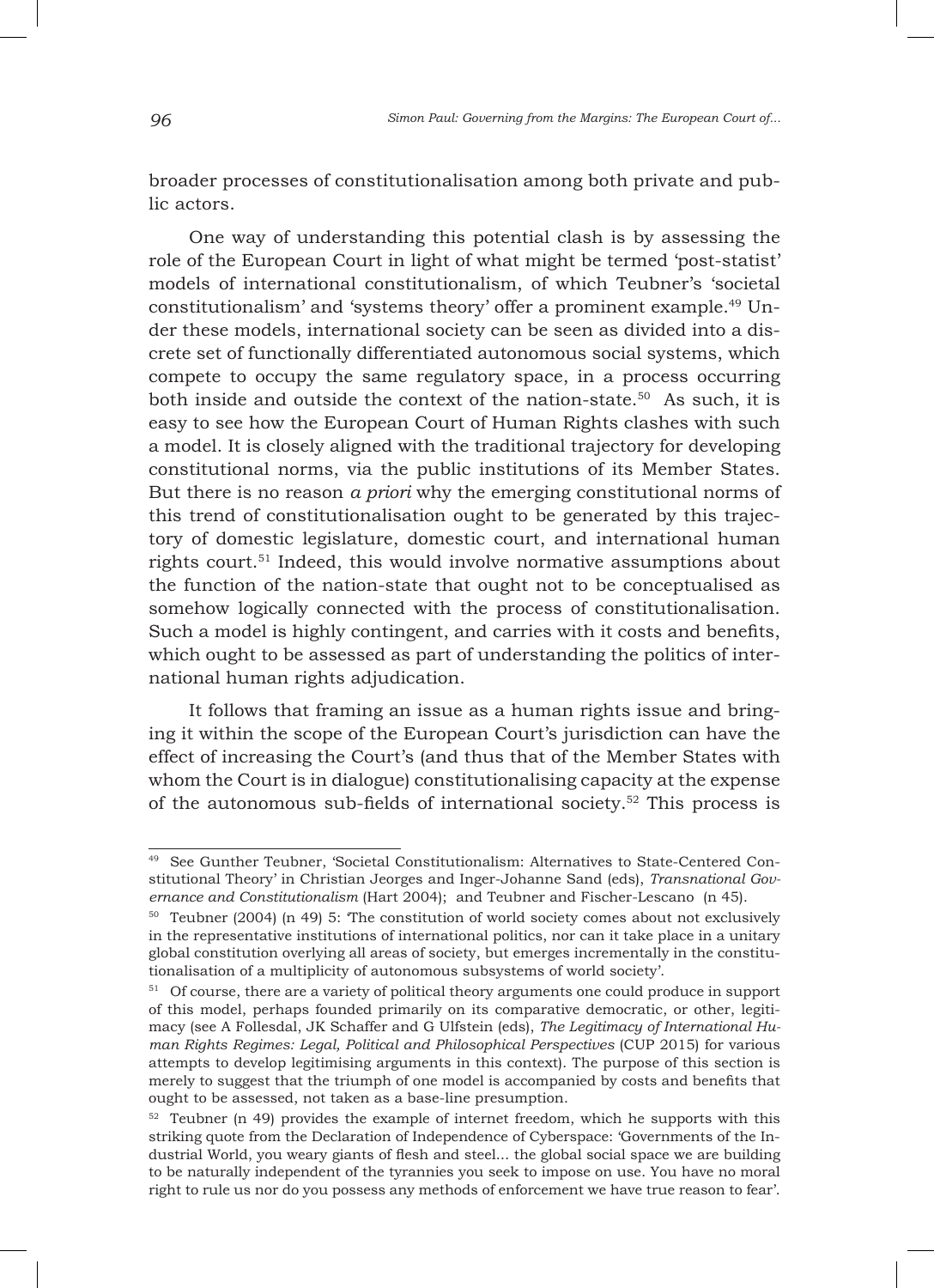broader processes of constitutionalisation among both private and public actors.

One way of understanding this potential clash is by assessing the role of the European Court in light of what might be termed 'post-statist' models of international constitutionalism, of which Teubner's 'societal constitutionalism' and 'systems theory' offer a prominent example.[49] Under these models, international society can be seen as divided into a discrete set of functionally differentiated autonomous social systems, which compete to occupy the same regulatory space, in a process occurring both inside and outside the context of the nation-state.[50] As such, it is easy to see how the European Court of Human Rights clashes with such a model. It is closely aligned with the traditional trajectory for developing constitutional norms, via the public institutions of its Member States. But there is no reason *a priori* why the emerging constitutional norms of this trend of constitutionalisation ought to be generated by this trajectory of domestic legislature, domestic court, and international human rights court.[51] Indeed, this would involve normative assumptions about the function of the nation-state that ought not to be conceptualised as somehow logically connected with the process of constitutionalisation. Such a model is highly contingent, and carries with it costs and benefits, which ought to be assessed as part of understanding the politics of international human rights adjudication.

It follows that framing an issue as a human rights issue and bringing it within the scope of the European Court's jurisdiction can have the effect of increasing the Court's (and thus that of the Member States with whom the Court is in dialogue) constitutionalising capacity at the expense of the autonomous sub-fields of international society.[52] This process is

---

[49] See Gunther Teubner, 'Societal Constitutionalism: Alternatives to State-Centered Constitutional Theory' in Christian Jeorges and Inger-Johanne Sand (eds), *Transnational Governance and Constitutionalism* (Hart 2004); and Teubner and Fischer-Lescano (n 45).

[50] Teubner (2004) (n 49) 5: 'The constitution of world society comes about not exclusively in the representative institutions of international politics, nor can it take place in a unitary global constitution overlying all areas of society, but emerges incrementally in the constitutionalisation of a multiplicity of autonomous subsystems of world society'.

[51] Of course, there are a variety of political theory arguments one could produce in support of this model, perhaps founded primarily on its comparative democratic, or other, legitimacy (see A Follesdal, JK Schaffer and G Ulfstein (eds), *The Legitimacy of International Human Rights Regimes: Legal, Political and Philosophical Perspectives* (CUP 2015) for various attempts to develop legitimising arguments in this context). The purpose of this section is merely to suggest that the triumph of one model is accompanied by costs and benefits that ought to be assessed, not taken as a base-line presumption.

[52] Teubner (n 49) provides the example of internet freedom, which he supports with this striking quote from the Declaration of Independence of Cyberspace: 'Governments of the Industrial World, you weary giants of flesh and steel... the global social space we are building to be naturally independent of the tyrannies you seek to impose on use. You have no moral right to rule us nor do you possess any methods of enforcement we have true reason to fear'.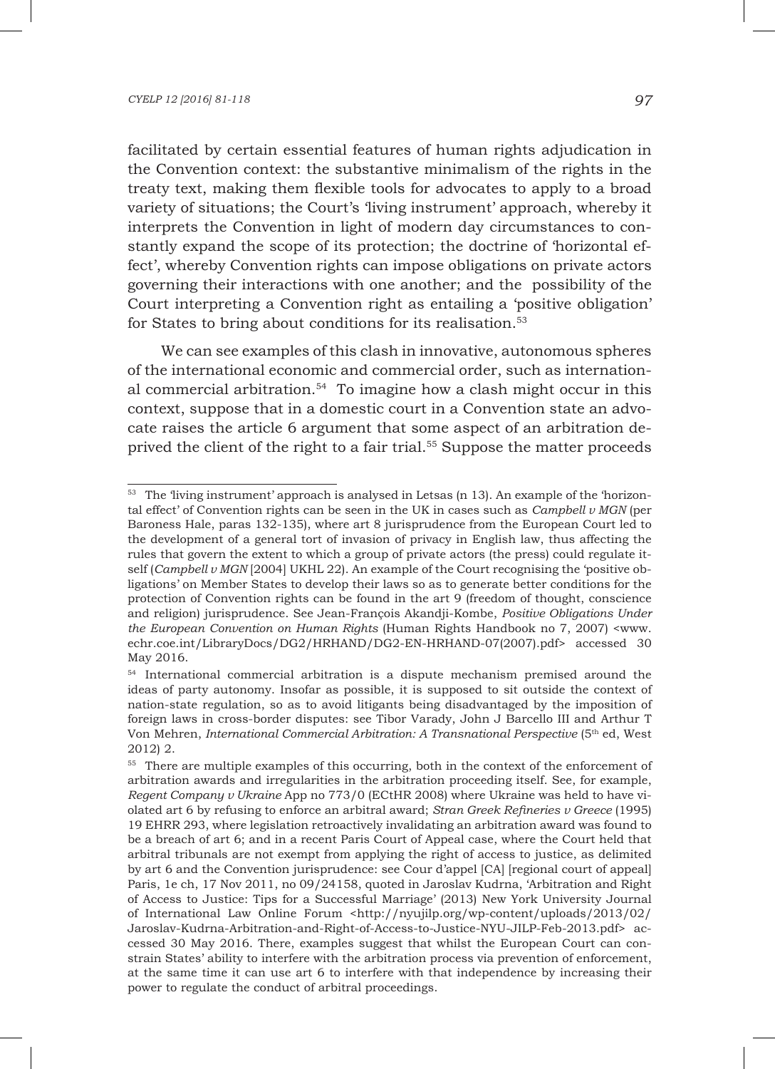facilitated by certain essential features of human rights adjudication in the Convention context: the substantive minimalism of the rights in the treaty text, making them flexible tools for advocates to apply to a broad variety of situations; the Court's 'living instrument' approach, whereby it interprets the Convention in light of modern day circumstances to constantly expand the scope of its protection; the doctrine of 'horizontal effect', whereby Convention rights can impose obligations on private actors governing their interactions with one another; and the possibility of the Court interpreting a Convention right as entailing a 'positive obligation' for States to bring about conditions for its realisation.[53]

We can see examples of this clash in innovative, autonomous spheres of the international economic and commercial order, such as international commercial arbitration.[54] To imagine how a clash might occur in this context, suppose that in a domestic court in a Convention state an advocate raises the article 6 argument that some aspect of an arbitration deprived the client of the right to a fair trial.[55] Suppose the matter proceeds

---

[53] The 'living instrument' approach is analysed in Letsas (n 13). An example of the 'horizontal effect' of Convention rights can be seen in the UK in cases such as *Campbell v MGN* (per Baroness Hale, paras 132-135), where art 8 jurisprudence from the European Court led to the development of a general tort of invasion of privacy in English law, thus affecting the rules that govern the extent to which a group of private actors (the press) could regulate itself (*Campbell v MGN* [2004] UKHL 22). An example of the Court recognising the 'positive obligations' on Member States to develop their laws so as to generate better conditions for the protection of Convention rights can be found in the art 9 (freedom of thought, conscience and religion) jurisprudence. See Jean-François Akandji-Kombe, *Positive Obligations Under the European Convention on Human Rights* (Human Rights Handbook no 7, 2007) <www.echr.coe.int/LibraryDocs/DG2/HRHAND/DG2-EN-HRHAND-07(2007).pdf> accessed 30 May 2016.

[54] International commercial arbitration is a dispute mechanism premised around the ideas of party autonomy. Insofar as possible, it is supposed to sit outside the context of nation-state regulation, so as to avoid litigants being disadvantaged by the imposition of foreign laws in cross-border disputes: see Tibor Varady, John J Barcello III and Arthur T Von Mehren, *International Commercial Arbitration: A Transnational Perspective* (5th ed, West 2012) 2.

[55] There are multiple examples of this occurring, both in the context of the enforcement of arbitration awards and irregularities in the arbitration proceeding itself. See, for example, *Regent Company v Ukraine* App no 773/0 (ECtHR 2008) where Ukraine was held to have violated art 6 by refusing to enforce an arbitral award; *Stran Greek Refineries v Greece* (1995) 19 EHRR 293, where legislation retroactively invalidating an arbitration award was found to be a breach of art 6; and in a recent Paris Court of Appeal case, where the Court held that arbitral tribunals are not exempt from applying the right of access to justice, as delimited by art 6 and the Convention jurisprudence: see Cour d'appel [CA] [regional court of appeal] Paris, 1e ch, 17 Nov 2011, no 09/24158, quoted in Jaroslav Kudrna, 'Arbitration and Right of Access to Justice: Tips for a Successful Marriage' (2013) New York University Journal of International Law Online Forum <http://nyujilp.org/wp-content/uploads/2013/02/Jaroslav-Kudrna-Arbitration-and-Right-of-Access-to-Justice-NYU-JILP-Feb-2013.pdf> accessed 30 May 2016. There, examples suggest that whilst the European Court can constrain States' ability to interfere with the arbitration process via prevention of enforcement, at the same time it can use art 6 to interfere with that independence by increasing their power to regulate the conduct of arbitral proceedings.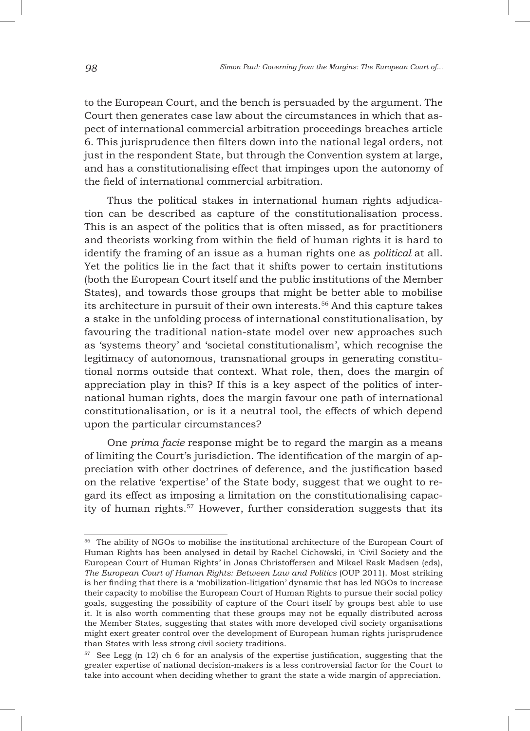to the European Court, and the bench is persuaded by the argument. The Court then generates case law about the circumstances in which that aspect of international commercial arbitration proceedings breaches article 6. This jurisprudence then filters down into the national legal orders, not just in the respondent State, but through the Convention system at large, and has a constitutionalising effect that impinges upon the autonomy of the field of international commercial arbitration.

Thus the political stakes in international human rights adjudication can be described as capture of the constitutionalisation process. This is an aspect of the politics that is often missed, as for practitioners and theorists working from within the field of human rights it is hard to identify the framing of an issue as a human rights one as *political* at all. Yet the politics lie in the fact that it shifts power to certain institutions (both the European Court itself and the public institutions of the Member States), and towards those groups that might be better able to mobilise its architecture in pursuit of their own interests.[56] And this capture takes a stake in the unfolding process of international constitutionalisation, by favouring the traditional nation-state model over new approaches such as 'systems theory' and 'societal constitutionalism', which recognise the legitimacy of autonomous, transnational groups in generating constitutional norms outside that context. What role, then, does the margin of appreciation play in this? If this is a key aspect of the politics of international human rights, does the margin favour one path of international constitutionalisation, or is it a neutral tool, the effects of which depend upon the particular circumstances?

One *prima facie* response might be to regard the margin as a means of limiting the Court's jurisdiction. The identification of the margin of appreciation with other doctrines of deference, and the justification based on the relative 'expertise' of the State body, suggest that we ought to regard its effect as imposing a limitation on the constitutionalising capacity of human rights.[57] However, further consideration suggests that its

---

[56] The ability of NGOs to mobilise the institutional architecture of the European Court of Human Rights has been analysed in detail by Rachel Cichowski, in 'Civil Society and the European Court of Human Rights' in Jonas Christoffersen and Mikael Rask Madsen (eds), *The European Court of Human Rights: Between Law and Politics* (OUP 2011). Most striking is her finding that there is a 'mobilization-litigation' dynamic that has led NGOs to increase their capacity to mobilise the European Court of Human Rights to pursue their social policy goals, suggesting the possibility of capture of the Court itself by groups best able to use it. It is also worth commenting that these groups may not be equally distributed across the Member States, suggesting that states with more developed civil society organisations might exert greater control over the development of European human rights jurisprudence than States with less strong civil society traditions.

[57] See Legg (n 12) ch 6 for an analysis of the expertise justification, suggesting that the greater expertise of national decision-makers is a less controversial factor for the Court to take into account when deciding whether to grant the state a wide margin of appreciation.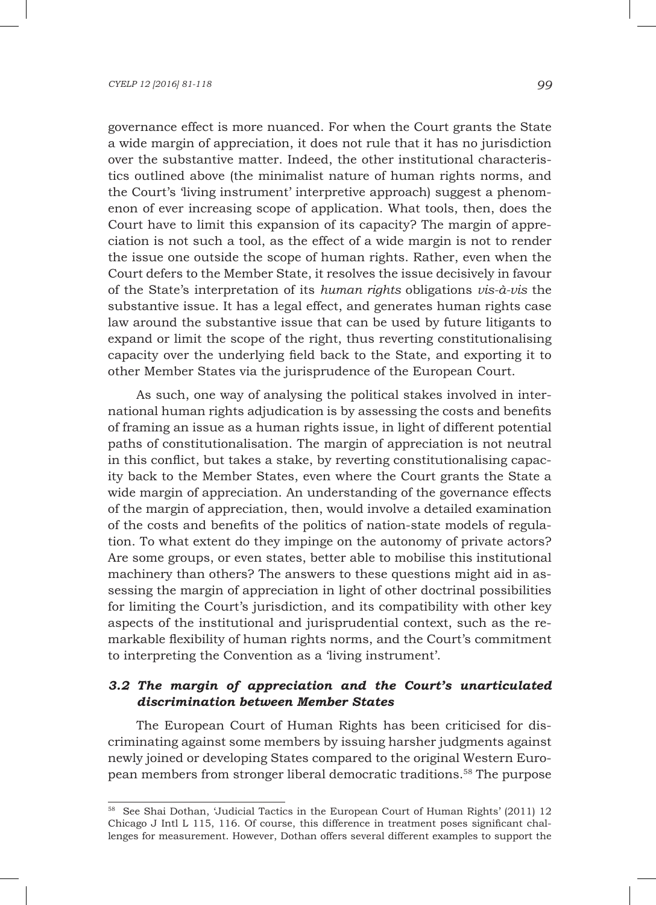governance effect is more nuanced. For when the Court grants the State a wide margin of appreciation, it does not rule that it has no jurisdiction over the substantive matter. Indeed, the other institutional characteristics outlined above (the minimalist nature of human rights norms, and the Court's 'living instrument' interpretive approach) suggest a phenomenon of ever increasing scope of application. What tools, then, does the Court have to limit this expansion of its capacity? The margin of appreciation is not such a tool, as the effect of a wide margin is not to render the issue one outside the scope of human rights. Rather, even when the Court defers to the Member State, it resolves the issue decisively in favour of the State's interpretation of its *human rights* obligations *vis-à-vis* the substantive issue. It has a legal effect, and generates human rights case law around the substantive issue that can be used by future litigants to expand or limit the scope of the right, thus reverting constitutionalising capacity over the underlying field back to the State, and exporting it to other Member States via the jurisprudence of the European Court.

As such, one way of analysing the political stakes involved in international human rights adjudication is by assessing the costs and benefits of framing an issue as a human rights issue, in light of different potential paths of constitutionalisation. The margin of appreciation is not neutral in this conflict, but takes a stake, by reverting constitutionalising capacity back to the Member States, even where the Court grants the State a wide margin of appreciation. An understanding of the governance effects of the margin of appreciation, then, would involve a detailed examination of the costs and benefits of the politics of nation-state models of regulation. To what extent do they impinge on the autonomy of private actors? Are some groups, or even states, better able to mobilise this institutional machinery than others? The answers to these questions might aid in assessing the margin of appreciation in light of other doctrinal possibilities for limiting the Court's jurisdiction, and its compatibility with other key aspects of the institutional and jurisprudential context, such as the remarkable flexibility of human rights norms, and the Court's commitment to interpreting the Convention as a 'living instrument'.

### *3.2 The margin of appreciation and the Court's unarticulated discrimination between Member States*

The European Court of Human Rights has been criticised for discriminating against some members by issuing harsher judgments against newly joined or developing States compared to the original Western European members from stronger liberal democratic traditions.[58] The purpose

---

[58] See Shai Dothan, 'Judicial Tactics in the European Court of Human Rights' (2011) 12 Chicago J Intl L 115, 116. Of course, this difference in treatment poses significant challenges for measurement. However, Dothan offers several different examples to support the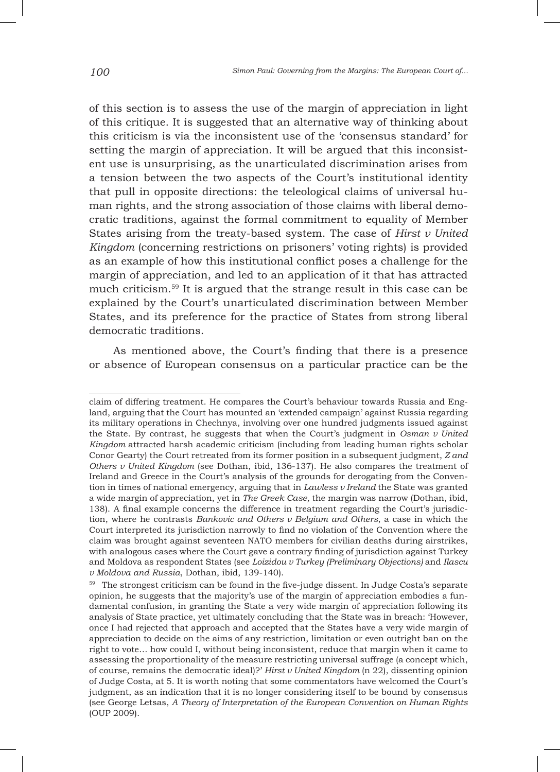of this section is to assess the use of the margin of appreciation in light of this critique. It is suggested that an alternative way of thinking about this criticism is via the inconsistent use of the 'consensus standard' for setting the margin of appreciation. It will be argued that this inconsistent use is unsurprising, as the unarticulated discrimination arises from a tension between the two aspects of the Court's institutional identity that pull in opposite directions: the teleological claims of universal human rights, and the strong association of those claims with liberal democratic traditions, against the formal commitment to equality of Member States arising from the treaty-based system. The case of *Hirst v United Kingdom* (concerning restrictions on prisoners' voting rights) is provided as an example of how this institutional conflict poses a challenge for the margin of appreciation, and led to an application of it that has attracted much criticism.[59] It is argued that the strange result in this case can be explained by the Court's unarticulated discrimination between Member States, and its preference for the practice of States from strong liberal democratic traditions.

As mentioned above, the Court's finding that there is a presence or absence of European consensus on a particular practice can be the

---

claim of differing treatment. He compares the Court's behaviour towards Russia and England, arguing that the Court has mounted an 'extended campaign' against Russia regarding its military operations in Chechnya, involving over one hundred judgments issued against the State. By contrast, he suggests that when the Court's judgment in *Osman v United Kingdom* attracted harsh academic criticism (including from leading human rights scholar Conor Gearty) the Court retreated from its former position in a subsequent judgment, *Z and Others v United Kingdom* (see Dothan, ibid*,* 136-137). He also compares the treatment of Ireland and Greece in the Court's analysis of the grounds for derogating from the Convention in times of national emergency, arguing that in *Lawless v Ireland* the State was granted a wide margin of appreciation, yet in *The Greek Case,* the margin was narrow (Dothan, ibid, 138). A final example concerns the difference in treatment regarding the Court's jurisdiction, where he contrasts *Bankovic and Others v Belgium and Others*, a case in which the Court interpreted its jurisdiction narrowly to find no violation of the Convention where the claim was brought against seventeen NATO members for civilian deaths during airstrikes, with analogous cases where the Court gave a contrary finding of jurisdiction against Turkey and Moldova as respondent States (see *Loizidou v Turkey (Preliminary Objections)* and *Ilascu v Moldova and Russia*, Dothan, ibid, 139-140).

[59] The strongest criticism can be found in the five-judge dissent. In Judge Costa's separate opinion, he suggests that the majority's use of the margin of appreciation embodies a fundamental confusion, in granting the State a very wide margin of appreciation following its analysis of State practice, yet ultimately concluding that the State was in breach: 'However, once I had rejected that approach and accepted that the States have a very wide margin of appreciation to decide on the aims of any restriction, limitation or even outright ban on the right to vote… how could I, without being inconsistent, reduce that margin when it came to assessing the proportionality of the measure restricting universal suffrage (a concept which, of course, remains the democratic ideal)?' *Hirst v United Kingdom* (n 22), dissenting opinion of Judge Costa, at 5. It is worth noting that some commentators have welcomed the Court's judgment, as an indication that it is no longer considering itself to be bound by consensus (see George Letsas, *A Theory of Interpretation of the European Convention on Human Rights* (OUP 2009).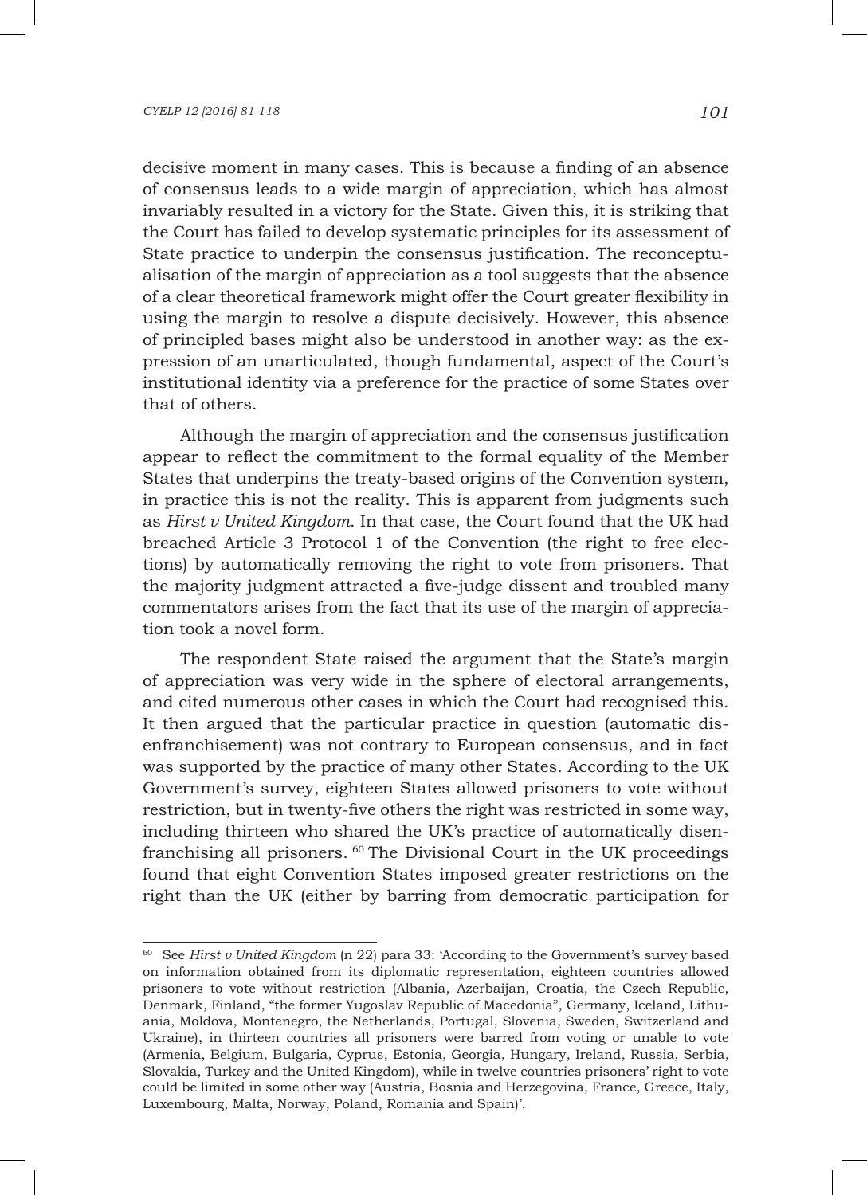decisive moment in many cases. This is because a finding of an absence of consensus leads to a wide margin of appreciation, which has almost invariably resulted in a victory for the State. Given this, it is striking that the Court has failed to develop systematic principles for its assessment of State practice to underpin the consensus justification. The reconceptualisation of the margin of appreciation as a tool suggests that the absence of a clear theoretical framework might offer the Court greater flexibility in using the margin to resolve a dispute decisively. However, this absence of principled bases might also be understood in another way: as the expression of an unarticulated, though fundamental, aspect of the Court's institutional identity via a preference for the practice of some States over that of others.

Although the margin of appreciation and the consensus justification appear to reflect the commitment to the formal equality of the Member States that underpins the treaty-based origins of the Convention system, in practice this is not the reality. This is apparent from judgments such as *Hirst v United Kingdom*. In that case, the Court found that the UK had breached Article 3 Protocol 1 of the Convention (the right to free elections) by automatically removing the right to vote from prisoners. That the majority judgment attracted a five-judge dissent and troubled many commentators arises from the fact that its use of the margin of appreciation took a novel form.

The respondent State raised the argument that the State's margin of appreciation was very wide in the sphere of electoral arrangements, and cited numerous other cases in which the Court had recognised this. It then argued that the particular practice in question (automatic disenfranchisement) was not contrary to European consensus, and in fact was supported by the practice of many other States. According to the UK Government's survey, eighteen States allowed prisoners to vote without restriction, but in twenty-five others the right was restricted in some way, including thirteen who shared the UK's practice of automatically disenfranchising all prisoners. [60] The Divisional Court in the UK proceedings found that eight Convention States imposed greater restrictions on the right than the UK (either by barring from democratic participation for

---

[60] See *Hirst v United Kingdom* (n 22) para 33: 'According to the Government's survey based on information obtained from its diplomatic representation, eighteen countries allowed prisoners to vote without restriction (Albania, Azerbaijan, Croatia, the Czech Republic, Denmark, Finland, "the former Yugoslav Republic of Macedonia", Germany, Iceland, Lithuania, Moldova, Montenegro, the Netherlands, Portugal, Slovenia, Sweden, Switzerland and Ukraine), in thirteen countries all prisoners were barred from voting or unable to vote (Armenia, Belgium, Bulgaria, Cyprus, Estonia, Georgia, Hungary, Ireland, Russia, Serbia, Slovakia, Turkey and the United Kingdom), while in twelve countries prisoners' right to vote could be limited in some other way (Austria, Bosnia and Herzegovina, France, Greece, Italy, Luxembourg, Malta, Norway, Poland, Romania and Spain)'.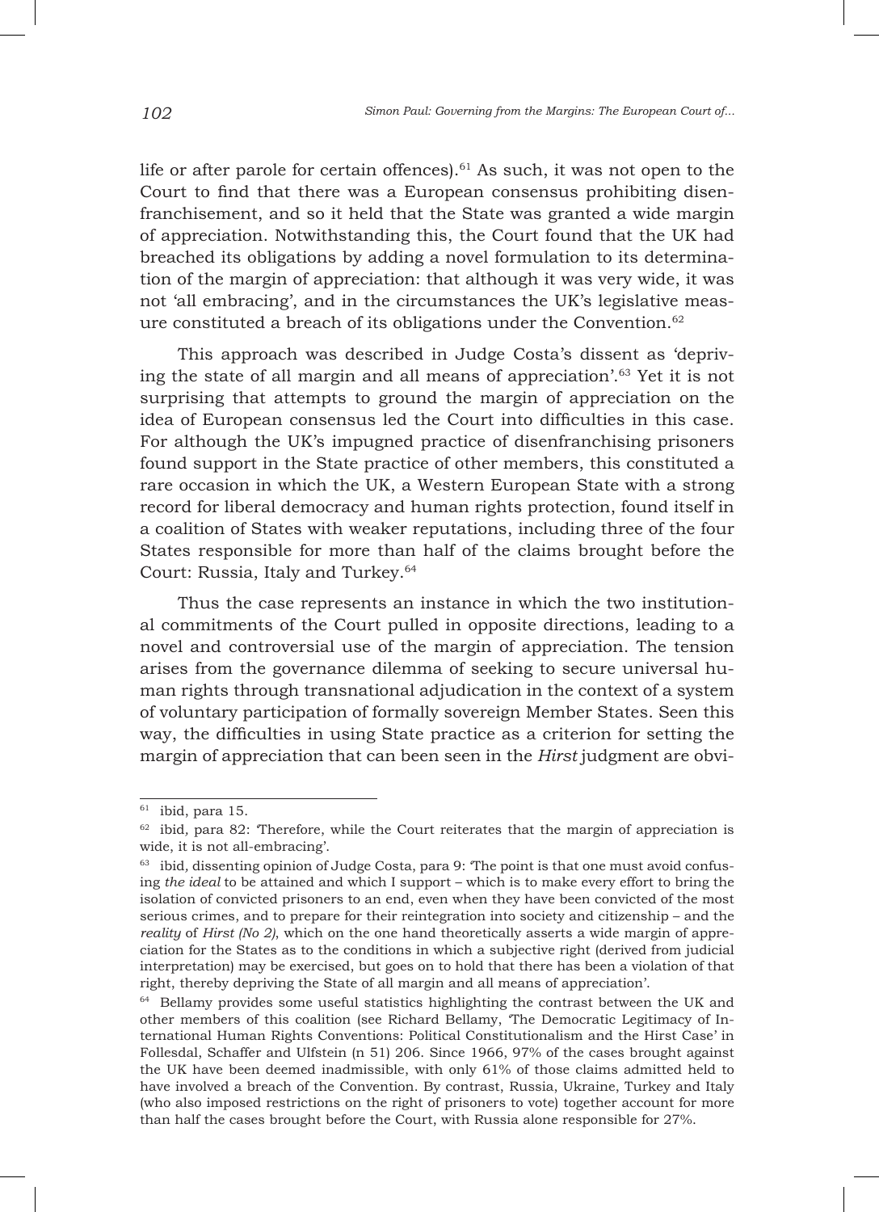life or after parole for certain offences).[61] As such, it was not open to the Court to find that there was a European consensus prohibiting disenfranchisement, and so it held that the State was granted a wide margin of appreciation. Notwithstanding this, the Court found that the UK had breached its obligations by adding a novel formulation to its determination of the margin of appreciation: that although it was very wide, it was not 'all embracing', and in the circumstances the UK's legislative measure constituted a breach of its obligations under the Convention.[62]

This approach was described in Judge Costa's dissent as 'depriving the state of all margin and all means of appreciation'.[63] Yet it is not surprising that attempts to ground the margin of appreciation on the idea of European consensus led the Court into difficulties in this case. For although the UK's impugned practice of disenfranchising prisoners found support in the State practice of other members, this constituted a rare occasion in which the UK, a Western European State with a strong record for liberal democracy and human rights protection, found itself in a coalition of States with weaker reputations, including three of the four States responsible for more than half of the claims brought before the Court: Russia, Italy and Turkey.[64]

Thus the case represents an instance in which the two institutional commitments of the Court pulled in opposite directions, leading to a novel and controversial use of the margin of appreciation. The tension arises from the governance dilemma of seeking to secure universal human rights through transnational adjudication in the context of a system of voluntary participation of formally sovereign Member States. Seen this way, the difficulties in using State practice as a criterion for setting the margin of appreciation that can been seen in the *Hirst* judgment are obvi-

---

[61] ibid, para 15.

[62] ibid, para 82: 'Therefore, while the Court reiterates that the margin of appreciation is wide, it is not all-embracing'.

[63] ibid, dissenting opinion of Judge Costa, para 9: 'The point is that one must avoid confusing *the ideal* to be attained and which I support – which is to make every effort to bring the isolation of convicted prisoners to an end, even when they have been convicted of the most serious crimes, and to prepare for their reintegration into society and citizenship – and the *reality* of *Hirst (No 2)*, which on the one hand theoretically asserts a wide margin of appreciation for the States as to the conditions in which a subjective right (derived from judicial interpretation) may be exercised, but goes on to hold that there has been a violation of that right, thereby depriving the State of all margin and all means of appreciation'.

[64] Bellamy provides some useful statistics highlighting the contrast between the UK and other members of this coalition (see Richard Bellamy, 'The Democratic Legitimacy of International Human Rights Conventions: Political Constitutionalism and the Hirst Case' in Follesdal, Schaffer and Ulfstein (n 51) 206. Since 1966, 97% of the cases brought against the UK have been deemed inadmissible, with only 61% of those claims admitted held to have involved a breach of the Convention. By contrast, Russia, Ukraine, Turkey and Italy (who also imposed restrictions on the right of prisoners to vote) together account for more than half the cases brought before the Court, with Russia alone responsible for 27%.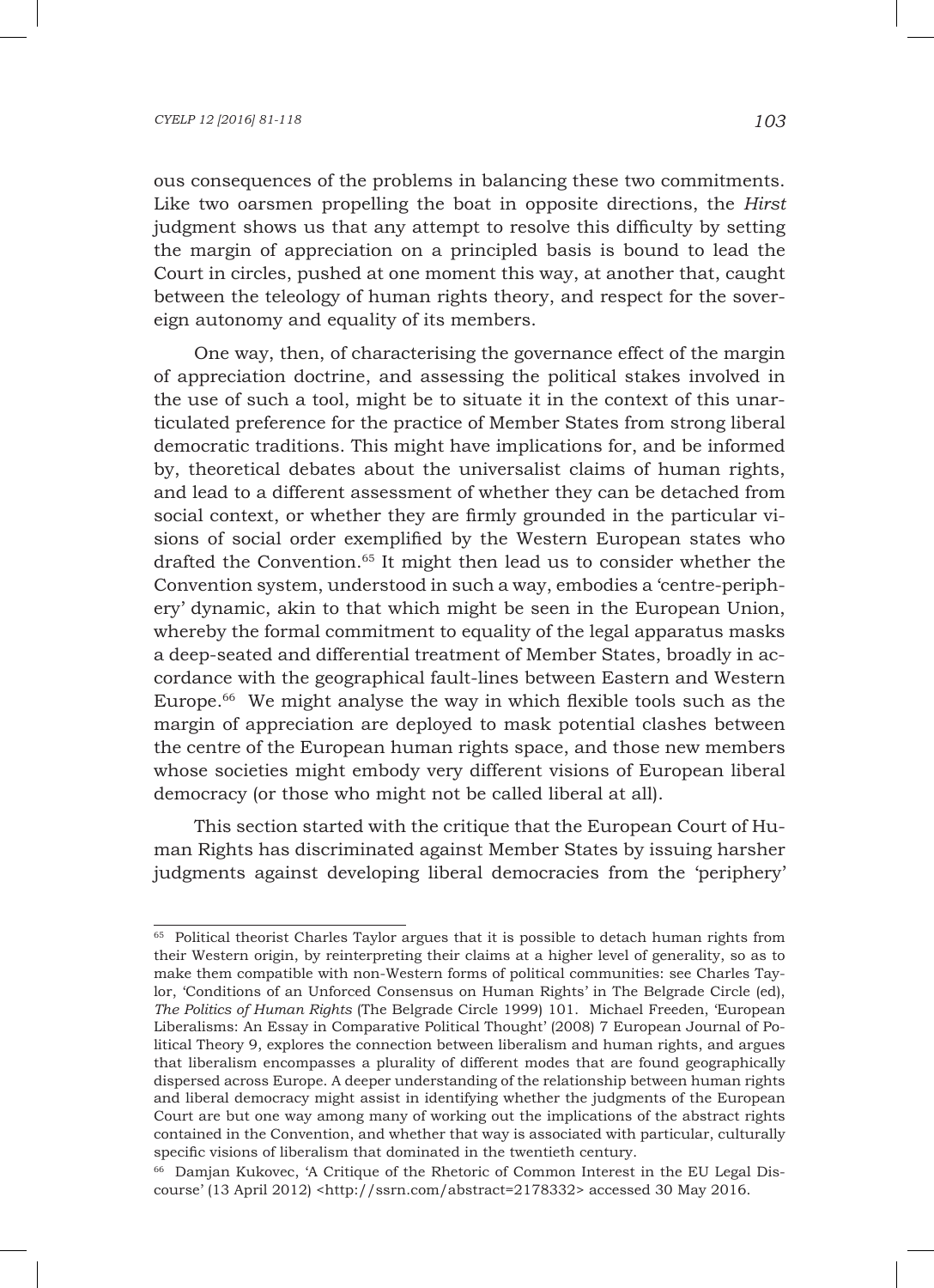ous consequences of the problems in balancing these two commitments. Like two oarsmen propelling the boat in opposite directions, the *Hirst* judgment shows us that any attempt to resolve this difficulty by setting the margin of appreciation on a principled basis is bound to lead the Court in circles, pushed at one moment this way, at another that, caught between the teleology of human rights theory, and respect for the sovereign autonomy and equality of its members.

One way, then, of characterising the governance effect of the margin of appreciation doctrine, and assessing the political stakes involved in the use of such a tool, might be to situate it in the context of this unarticulated preference for the practice of Member States from strong liberal democratic traditions. This might have implications for, and be informed by, theoretical debates about the universalist claims of human rights, and lead to a different assessment of whether they can be detached from social context, or whether they are firmly grounded in the particular visions of social order exemplified by the Western European states who drafted the Convention.[65] It might then lead us to consider whether the Convention system, understood in such a way, embodies a 'centre-periphery' dynamic, akin to that which might be seen in the European Union, whereby the formal commitment to equality of the legal apparatus masks a deep-seated and differential treatment of Member States, broadly in accordance with the geographical fault-lines between Eastern and Western Europe.[66] We might analyse the way in which flexible tools such as the margin of appreciation are deployed to mask potential clashes between the centre of the European human rights space, and those new members whose societies might embody very different visions of European liberal democracy (or those who might not be called liberal at all).

This section started with the critique that the European Court of Human Rights has discriminated against Member States by issuing harsher judgments against developing liberal democracies from the 'periphery'

---

[65] Political theorist Charles Taylor argues that it is possible to detach human rights from their Western origin, by reinterpreting their claims at a higher level of generality, so as to make them compatible with non-Western forms of political communities: see Charles Taylor, 'Conditions of an Unforced Consensus on Human Rights' in The Belgrade Circle (ed), *The Politics of Human Rights* (The Belgrade Circle 1999) 101. Michael Freeden, 'European Liberalisms: An Essay in Comparative Political Thought' (2008) 7 European Journal of Political Theory 9, explores the connection between liberalism and human rights, and argues that liberalism encompasses a plurality of different modes that are found geographically dispersed across Europe. A deeper understanding of the relationship between human rights and liberal democracy might assist in identifying whether the judgments of the European Court are but one way among many of working out the implications of the abstract rights contained in the Convention, and whether that way is associated with particular, culturally specific visions of liberalism that dominated in the twentieth century.

[66] Damjan Kukovec, 'A Critique of the Rhetoric of Common Interest in the EU Legal Discourse' (13 April 2012) <http://ssrn.com/abstract=2178332> accessed 30 May 2016.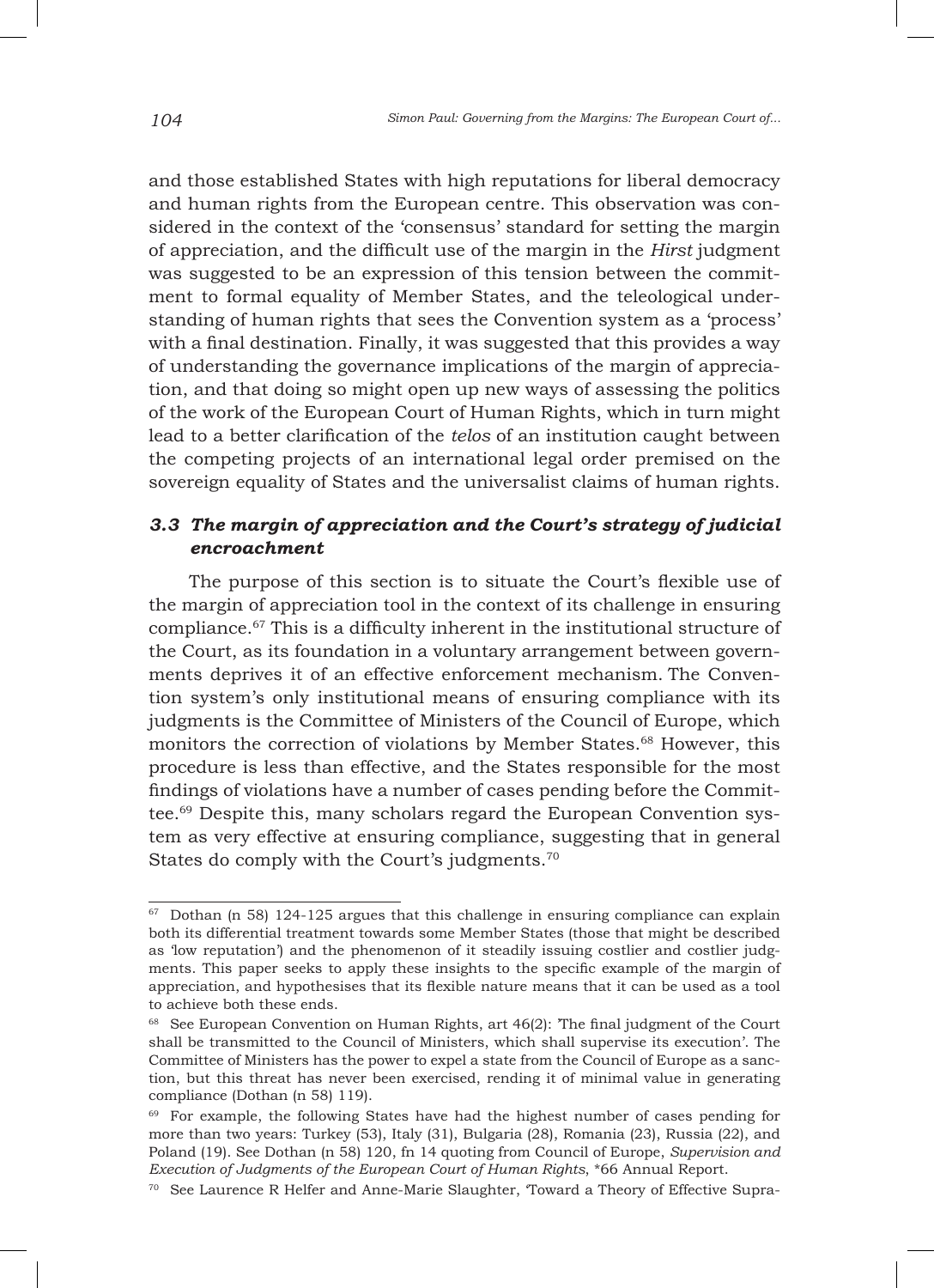and those established States with high reputations for liberal democracy and human rights from the European centre. This observation was considered in the context of the 'consensus' standard for setting the margin of appreciation, and the difficult use of the margin in the *Hirst* judgment was suggested to be an expression of this tension between the commitment to formal equality of Member States, and the teleological understanding of human rights that sees the Convention system as a 'process' with a final destination. Finally, it was suggested that this provides a way of understanding the governance implications of the margin of appreciation, and that doing so might open up new ways of assessing the politics of the work of the European Court of Human Rights, which in turn might lead to a better clarification of the *telos* of an institution caught between the competing projects of an international legal order premised on the sovereign equality of States and the universalist claims of human rights.

### *3.3 The margin of appreciation and the Court's strategy of judicial encroachment*

The purpose of this section is to situate the Court's flexible use of the margin of appreciation tool in the context of its challenge in ensuring compliance.[67] This is a difficulty inherent in the institutional structure of the Court, as its foundation in a voluntary arrangement between governments deprives it of an effective enforcement mechanism. The Convention system's only institutional means of ensuring compliance with its judgments is the Committee of Ministers of the Council of Europe, which monitors the correction of violations by Member States.[68] However, this procedure is less than effective, and the States responsible for the most findings of violations have a number of cases pending before the Committee.[69] Despite this, many scholars regard the European Convention system as very effective at ensuring compliance, suggesting that in general States do comply with the Court's judgments.[70]

---

[67] Dothan (n 58) 124-125 argues that this challenge in ensuring compliance can explain both its differential treatment towards some Member States (those that might be described as 'low reputation') and the phenomenon of it steadily issuing costlier and costlier judgments. This paper seeks to apply these insights to the specific example of the margin of appreciation, and hypothesises that its flexible nature means that it can be used as a tool to achieve both these ends.

[68] See European Convention on Human Rights, art 46(2): 'The final judgment of the Court shall be transmitted to the Council of Ministers, which shall supervise its execution'. The Committee of Ministers has the power to expel a state from the Council of Europe as a sanction, but this threat has never been exercised, rending it of minimal value in generating compliance (Dothan (n 58) 119).

[69] For example, the following States have had the highest number of cases pending for more than two years: Turkey (53), Italy (31), Bulgaria (28), Romania (23), Russia (22), and Poland (19). See Dothan (n 58) 120, fn 14 quoting from Council of Europe, *Supervision and Execution of Judgments of the European Court of Human Rights*, *66 Annual Report.

[70] See Laurence R Helfer and Anne-Marie Slaughter, 'Toward a Theory of Effective Supra-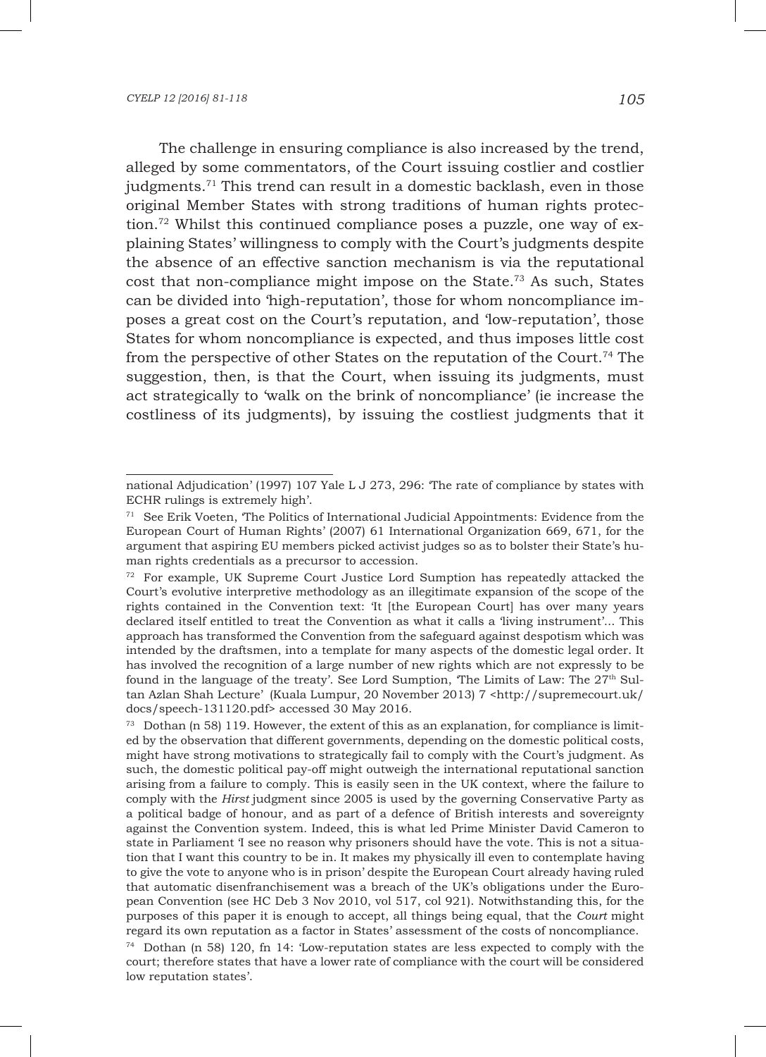The challenge in ensuring compliance is also increased by the trend, alleged by some commentators, of the Court issuing costlier and costlier judgments.[71] This trend can result in a domestic backlash, even in those original Member States with strong traditions of human rights protection.[72] Whilst this continued compliance poses a puzzle, one way of explaining States' willingness to comply with the Court's judgments despite the absence of an effective sanction mechanism is via the reputational cost that non-compliance might impose on the State.[73] As such, States can be divided into 'high-reputation', those for whom noncompliance imposes a great cost on the Court's reputation, and 'low-reputation', those States for whom noncompliance is expected, and thus imposes little cost from the perspective of other States on the reputation of the Court.[74] The suggestion, then, is that the Court, when issuing its judgments, must act strategically to 'walk on the brink of noncompliance' (ie increase the costliness of its judgments), by issuing the costliest judgments that it

---

national Adjudication' (1997) 107 Yale L J 273, 296: 'The rate of compliance by states with ECHR rulings is extremely high'.

[71] See Erik Voeten, 'The Politics of International Judicial Appointments: Evidence from the European Court of Human Rights' (2007) 61 International Organization 669, 671, for the argument that aspiring EU members picked activist judges so as to bolster their State's human rights credentials as a precursor to accession.

[72] For example, UK Supreme Court Justice Lord Sumption has repeatedly attacked the Court's evolutive interpretive methodology as an illegitimate expansion of the scope of the rights contained in the Convention text: 'It [the European Court] has over many years declared itself entitled to treat the Convention as what it calls a 'living instrument'... This approach has transformed the Convention from the safeguard against despotism which was intended by the draftsmen, into a template for many aspects of the domestic legal order. It has involved the recognition of a large number of new rights which are not expressly to be found in the language of the treaty'. See Lord Sumption, 'The Limits of Law: The 27th Sultan Azlan Shah Lecture' (Kuala Lumpur, 20 November 2013) 7 <http://supremecourt.uk/docs/speech-131120.pdf> accessed 30 May 2016.

[73] Dothan (n 58) 119. However, the extent of this as an explanation, for compliance is limited by the observation that different governments, depending on the domestic political costs, might have strong motivations to strategically fail to comply with the Court's judgment. As such, the domestic political pay-off might outweigh the international reputational sanction arising from a failure to comply. This is easily seen in the UK context, where the failure to comply with the *Hirst* judgment since 2005 is used by the governing Conservative Party as a political badge of honour, and as part of a defence of British interests and sovereignty against the Convention system. Indeed, this is what led Prime Minister David Cameron to state in Parliament 'I see no reason why prisoners should have the vote. This is not a situation that I want this country to be in. It makes my physically ill even to contemplate having to give the vote to anyone who is in prison' despite the European Court already having ruled that automatic disenfranchisement was a breach of the UK's obligations under the European Convention (see HC Deb 3 Nov 2010, vol 517, col 921). Notwithstanding this, for the purposes of this paper it is enough to accept, all things being equal, that the *Court* might regard its own reputation as a factor in States' assessment of the costs of noncompliance.

[74] Dothan (n 58) 120, fn 14: 'Low-reputation states are less expected to comply with the court; therefore states that have a lower rate of compliance with the court will be considered low reputation states'.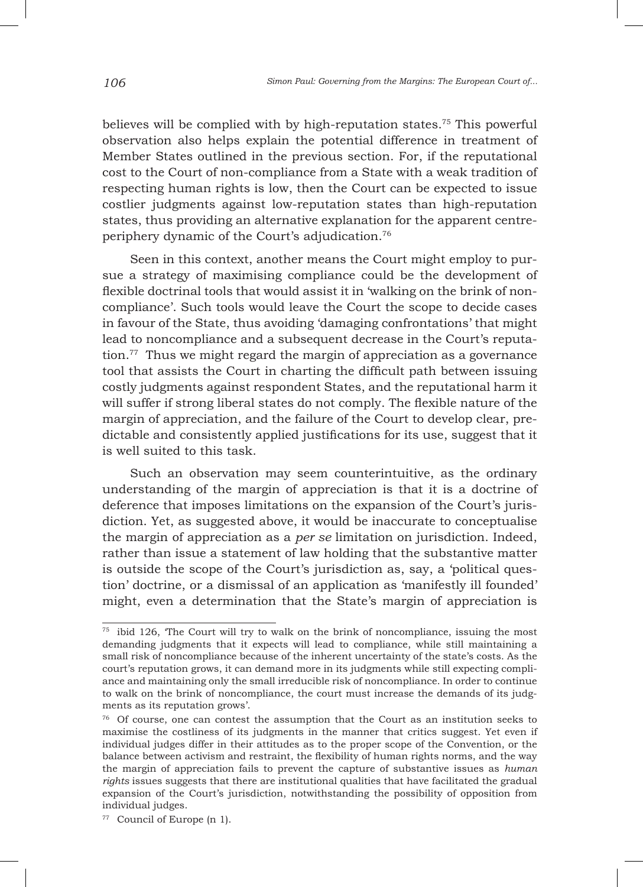believes will be complied with by high-reputation states.[75] This powerful observation also helps explain the potential difference in treatment of Member States outlined in the previous section. For, if the reputational cost to the Court of non-compliance from a State with a weak tradition of respecting human rights is low, then the Court can be expected to issue costlier judgments against low-reputation states than high-reputation states, thus providing an alternative explanation for the apparent centre-periphery dynamic of the Court's adjudication.[76]

Seen in this context, another means the Court might employ to pursue a strategy of maximising compliance could be the development of flexible doctrinal tools that would assist it in 'walking on the brink of non-compliance'. Such tools would leave the Court the scope to decide cases in favour of the State, thus avoiding 'damaging confrontations' that might lead to noncompliance and a subsequent decrease in the Court's reputation.[77] Thus we might regard the margin of appreciation as a governance tool that assists the Court in charting the difficult path between issuing costly judgments against respondent States, and the reputational harm it will suffer if strong liberal states do not comply. The flexible nature of the margin of appreciation, and the failure of the Court to develop clear, predictable and consistently applied justifications for its use, suggest that it is well suited to this task.

Such an observation may seem counterintuitive, as the ordinary understanding of the margin of appreciation is that it is a doctrine of deference that imposes limitations on the expansion of the Court's jurisdiction. Yet, as suggested above, it would be inaccurate to conceptualise the margin of appreciation as a *per se* limitation on jurisdiction. Indeed, rather than issue a statement of law holding that the substantive matter is outside the scope of the Court's jurisdiction as, say, a 'political question' doctrine, or a dismissal of an application as 'manifestly ill founded' might, even a determination that the State's margin of appreciation is

---

[75] ibid 126, 'The Court will try to walk on the brink of noncompliance, issuing the most demanding judgments that it expects will lead to compliance, while still maintaining a small risk of noncompliance because of the inherent uncertainty of the state's costs. As the court's reputation grows, it can demand more in its judgments while still expecting compliance and maintaining only the small irreducible risk of noncompliance. In order to continue to walk on the brink of noncompliance, the court must increase the demands of its judgments as its reputation grows'.

[76] Of course, one can contest the assumption that the Court as an institution seeks to maximise the costliness of its judgments in the manner that critics suggest. Yet even if individual judges differ in their attitudes as to the proper scope of the Convention, or the balance between activism and restraint, the flexibility of human rights norms, and the way the margin of appreciation fails to prevent the capture of substantive issues as *human rights* issues suggests that there are institutional qualities that have facilitated the gradual expansion of the Court's jurisdiction, notwithstanding the possibility of opposition from individual judges.

[77] Council of Europe (n 1).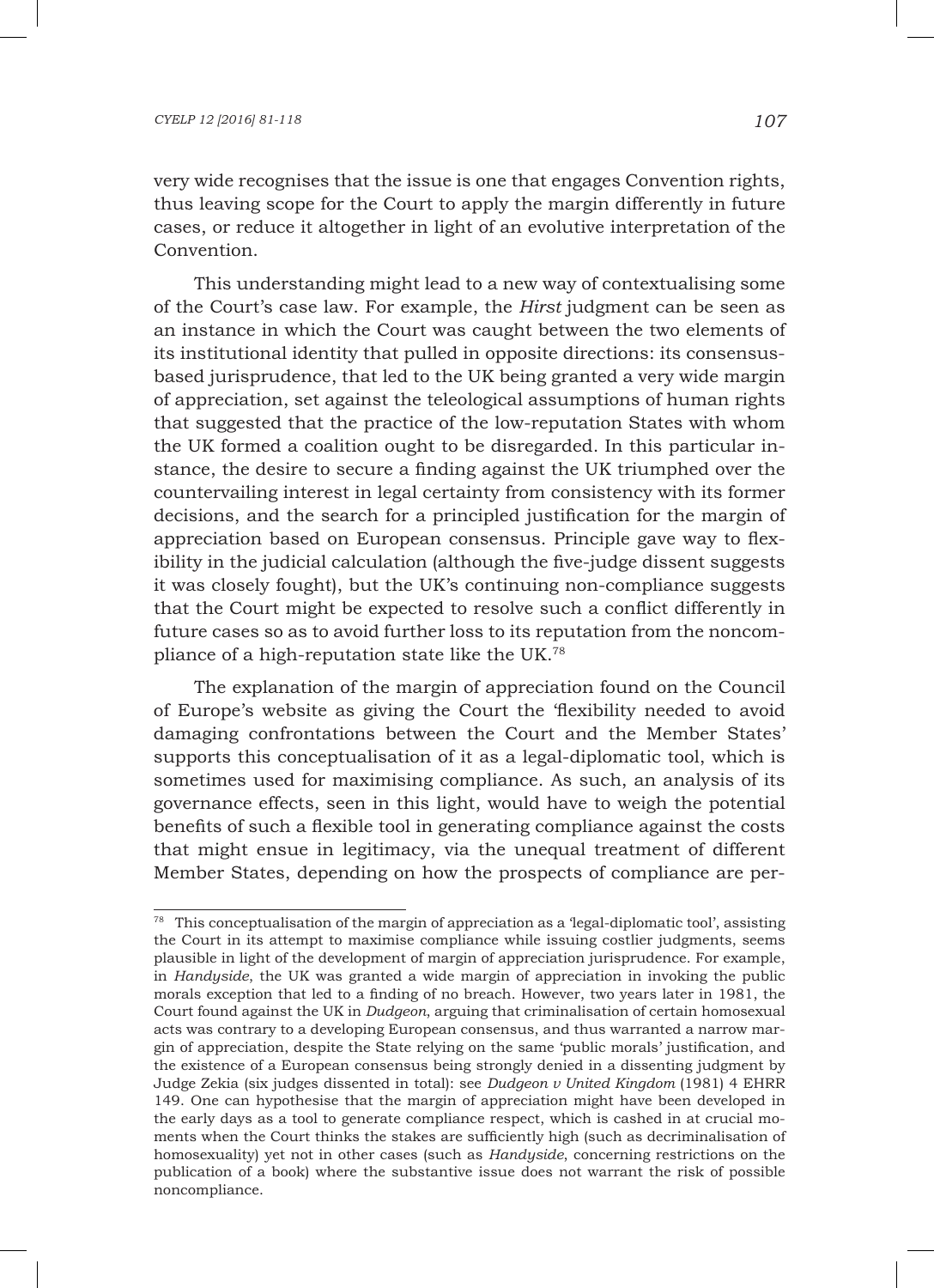very wide recognises that the issue is one that engages Convention rights, thus leaving scope for the Court to apply the margin differently in future cases, or reduce it altogether in light of an evolutive interpretation of the Convention.

This understanding might lead to a new way of contextualising some of the Court's case law. For example, the *Hirst* judgment can be seen as an instance in which the Court was caught between the two elements of its institutional identity that pulled in opposite directions: its consensus-based jurisprudence, that led to the UK being granted a very wide margin of appreciation, set against the teleological assumptions of human rights that suggested that the practice of the low-reputation States with whom the UK formed a coalition ought to be disregarded. In this particular instance, the desire to secure a finding against the UK triumphed over the countervailing interest in legal certainty from consistency with its former decisions, and the search for a principled justification for the margin of appreciation based on European consensus. Principle gave way to flexibility in the judicial calculation (although the five-judge dissent suggests it was closely fought), but the UK's continuing non-compliance suggests that the Court might be expected to resolve such a conflict differently in future cases so as to avoid further loss to its reputation from the noncompliance of a high-reputation state like the UK.[78]

The explanation of the margin of appreciation found on the Council of Europe's website as giving the Court the 'flexibility needed to avoid damaging confrontations between the Court and the Member States' supports this conceptualisation of it as a legal-diplomatic tool, which is sometimes used for maximising compliance. As such, an analysis of its governance effects, seen in this light, would have to weigh the potential benefits of such a flexible tool in generating compliance against the costs that might ensue in legitimacy, via the unequal treatment of different Member States, depending on how the prospects of compliance are per-

---

[78] This conceptualisation of the margin of appreciation as a 'legal-diplomatic tool', assisting the Court in its attempt to maximise compliance while issuing costlier judgments, seems plausible in light of the development of margin of appreciation jurisprudence. For example, in *Handyside*, the UK was granted a wide margin of appreciation in invoking the public morals exception that led to a finding of no breach. However, two years later in 1981, the Court found against the UK in *Dudgeon*, arguing that criminalisation of certain homosexual acts was contrary to a developing European consensus, and thus warranted a narrow margin of appreciation, despite the State relying on the same 'public morals' justification, and the existence of a European consensus being strongly denied in a dissenting judgment by Judge Zekia (six judges dissented in total): see *Dudgeon v United Kingdom* (1981) 4 EHRR 149. One can hypothesise that the margin of appreciation might have been developed in the early days as a tool to generate compliance respect, which is cashed in at crucial moments when the Court thinks the stakes are sufficiently high (such as decriminalisation of homosexuality) yet not in other cases (such as *Handyside*, concerning restrictions on the publication of a book) where the substantive issue does not warrant the risk of possible noncompliance.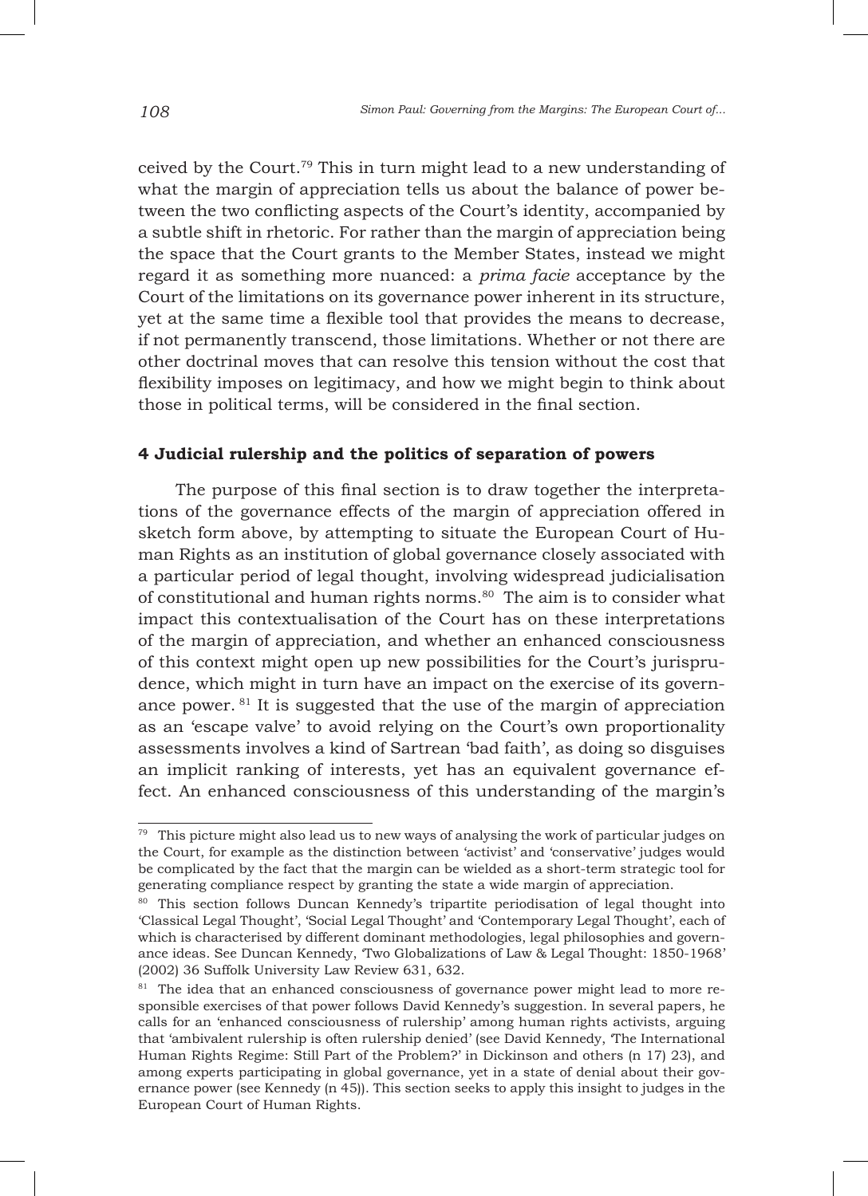ceived by the Court.[79] This in turn might lead to a new understanding of what the margin of appreciation tells us about the balance of power between the two conflicting aspects of the Court's identity, accompanied by a subtle shift in rhetoric. For rather than the margin of appreciation being the space that the Court grants to the Member States, instead we might regard it as something more nuanced: a *prima facie* acceptance by the Court of the limitations on its governance power inherent in its structure, yet at the same time a flexible tool that provides the means to decrease, if not permanently transcend, those limitations. Whether or not there are other doctrinal moves that can resolve this tension without the cost that flexibility imposes on legitimacy, and how we might begin to think about those in political terms, will be considered in the final section.

## 4 Judicial rulership and the politics of separation of powers

The purpose of this final section is to draw together the interpretations of the governance effects of the margin of appreciation offered in sketch form above, by attempting to situate the European Court of Human Rights as an institution of global governance closely associated with a particular period of legal thought, involving widespread judicialisation of constitutional and human rights norms.[80] The aim is to consider what impact this contextualisation of the Court has on these interpretations of the margin of appreciation, and whether an enhanced consciousness of this context might open up new possibilities for the Court's jurisprudence, which might in turn have an impact on the exercise of its governance power. [81] It is suggested that the use of the margin of appreciation as an 'escape valve' to avoid relying on the Court's own proportionality assessments involves a kind of Sartrean 'bad faith', as doing so disguises an implicit ranking of interests, yet has an equivalent governance effect. An enhanced consciousness of this understanding of the margin's

---

[79] This picture might also lead us to new ways of analysing the work of particular judges on the Court, for example as the distinction between 'activist' and 'conservative' judges would be complicated by the fact that the margin can be wielded as a short-term strategic tool for generating compliance respect by granting the state a wide margin of appreciation.

[80] This section follows Duncan Kennedy's tripartite periodisation of legal thought into 'Classical Legal Thought', 'Social Legal Thought' and 'Contemporary Legal Thought', each of which is characterised by different dominant methodologies, legal philosophies and governance ideas. See Duncan Kennedy, 'Two Globalizations of Law & Legal Thought: 1850-1968' (2002) 36 Suffolk University Law Review 631, 632.

[81] The idea that an enhanced consciousness of governance power might lead to more responsible exercises of that power follows David Kennedy's suggestion. In several papers, he calls for an 'enhanced consciousness of rulership' among human rights activists, arguing that 'ambivalent rulership is often rulership denied' (see David Kennedy, 'The International Human Rights Regime: Still Part of the Problem?' in Dickinson and others (n 17) 23), and among experts participating in global governance, yet in a state of denial about their governance power (see Kennedy (n 45)). This section seeks to apply this insight to judges in the European Court of Human Rights.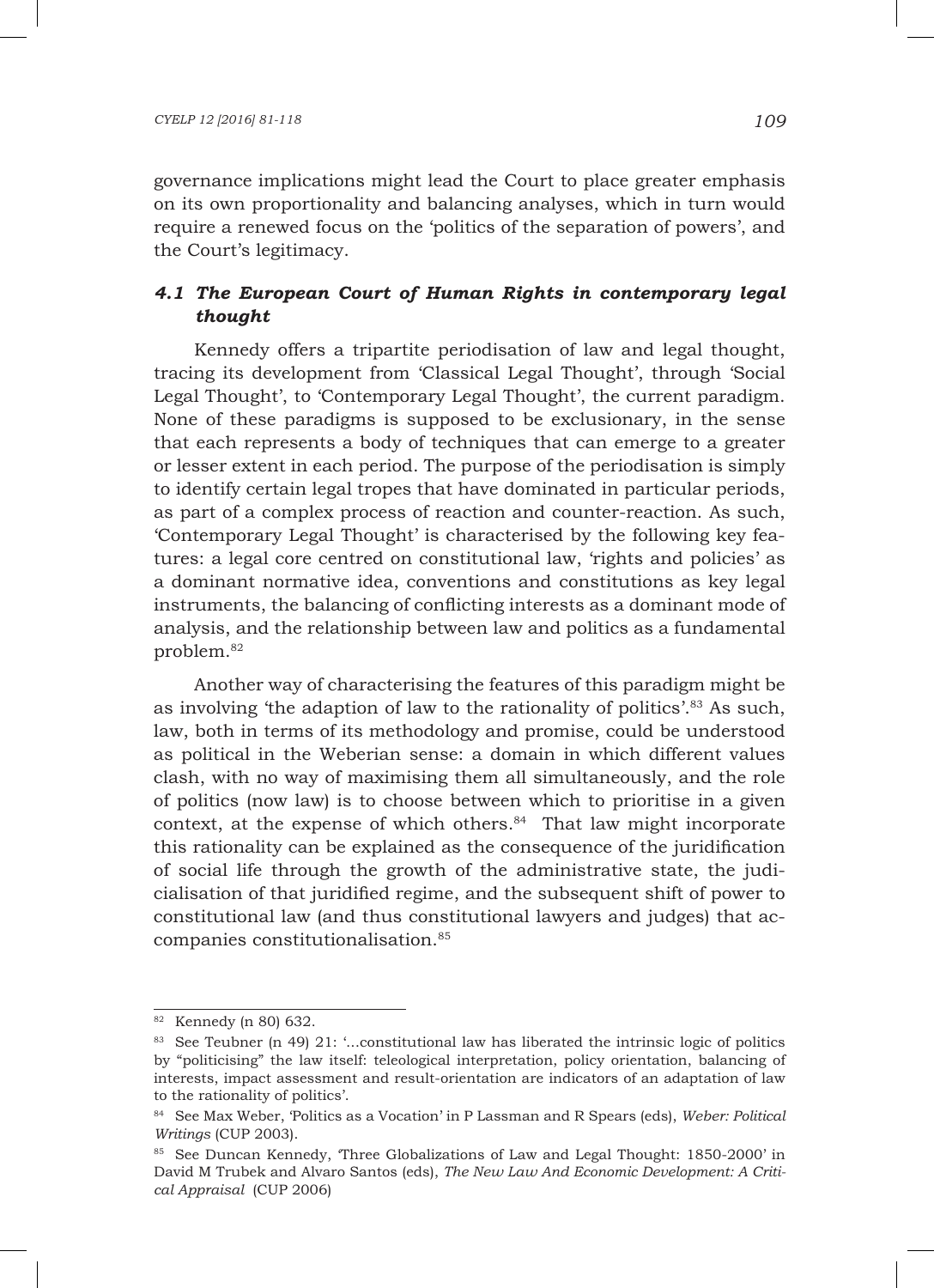governance implications might lead the Court to place greater emphasis on its own proportionality and balancing analyses, which in turn would require a renewed focus on the 'politics of the separation of powers', and the Court's legitimacy.

### *4.1 The European Court of Human Rights in contemporary legal thought*

Kennedy offers a tripartite periodisation of law and legal thought, tracing its development from 'Classical Legal Thought', through 'Social Legal Thought', to 'Contemporary Legal Thought', the current paradigm. None of these paradigms is supposed to be exclusionary, in the sense that each represents a body of techniques that can emerge to a greater or lesser extent in each period. The purpose of the periodisation is simply to identify certain legal tropes that have dominated in particular periods, as part of a complex process of reaction and counter-reaction. As such, 'Contemporary Legal Thought' is characterised by the following key features: a legal core centred on constitutional law, 'rights and policies' as a dominant normative idea, conventions and constitutions as key legal instruments, the balancing of conflicting interests as a dominant mode of analysis, and the relationship between law and politics as a fundamental problem.[82]

Another way of characterising the features of this paradigm might be as involving 'the adaption of law to the rationality of politics'.[83] As such, law, both in terms of its methodology and promise, could be understood as political in the Weberian sense: a domain in which different values clash, with no way of maximising them all simultaneously, and the role of politics (now law) is to choose between which to prioritise in a given context, at the expense of which others.[84] That law might incorporate this rationality can be explained as the consequence of the juridification of social life through the growth of the administrative state, the judicialisation of that juridified regime, and the subsequent shift of power to constitutional law (and thus constitutional lawyers and judges) that accompanies constitutionalisation.[85]

---

[82] Kennedy (n 80) 632.

[83] See Teubner (n 49) 21: '...constitutional law has liberated the intrinsic logic of politics by "politicising" the law itself: teleological interpretation, policy orientation, balancing of interests, impact assessment and result-orientation are indicators of an adaptation of law to the rationality of politics'.

[84] See Max Weber, 'Politics as a Vocation' in P Lassman and R Spears (eds), *Weber: Political Writings* (CUP 2003).

[85] See Duncan Kennedy, 'Three Globalizations of Law and Legal Thought: 1850-2000' in David M Trubek and Alvaro Santos (eds), *The New Law And Economic Development: A Critical Appraisal* (CUP 2006)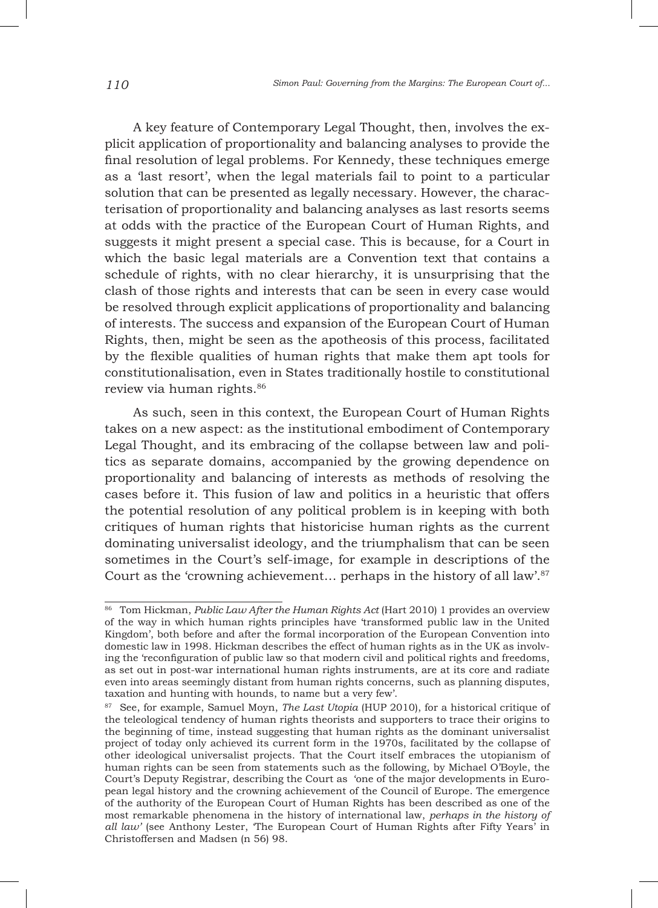A key feature of Contemporary Legal Thought, then, involves the explicit application of proportionality and balancing analyses to provide the final resolution of legal problems. For Kennedy, these techniques emerge as a 'last resort', when the legal materials fail to point to a particular solution that can be presented as legally necessary. However, the characterisation of proportionality and balancing analyses as last resorts seems at odds with the practice of the European Court of Human Rights, and suggests it might present a special case. This is because, for a Court in which the basic legal materials are a Convention text that contains a schedule of rights, with no clear hierarchy, it is unsurprising that the clash of those rights and interests that can be seen in every case would be resolved through explicit applications of proportionality and balancing of interests. The success and expansion of the European Court of Human Rights, then, might be seen as the apotheosis of this process, facilitated by the flexible qualities of human rights that make them apt tools for constitutionalisation, even in States traditionally hostile to constitutional review via human rights.[86]

As such, seen in this context, the European Court of Human Rights takes on a new aspect: as the institutional embodiment of Contemporary Legal Thought, and its embracing of the collapse between law and politics as separate domains, accompanied by the growing dependence on proportionality and balancing of interests as methods of resolving the cases before it. This fusion of law and politics in a heuristic that offers the potential resolution of any political problem is in keeping with both critiques of human rights that historicise human rights as the current dominating universalist ideology, and the triumphalism that can be seen sometimes in the Court's self-image, for example in descriptions of the Court as the 'crowning achievement… perhaps in the history of all law'.[87]

---

[86] Tom Hickman, *Public Law After the Human Rights Act* (Hart 2010) 1 provides an overview of the way in which human rights principles have 'transformed public law in the United Kingdom', both before and after the formal incorporation of the European Convention into domestic law in 1998. Hickman describes the effect of human rights as in the UK as involving the 'reconfiguration of public law so that modern civil and political rights and freedoms, as set out in post-war international human rights instruments, are at its core and radiate even into areas seemingly distant from human rights concerns, such as planning disputes, taxation and hunting with hounds, to name but a very few'.

[87] See, for example, Samuel Moyn, *The Last Utopia* (HUP 2010), for a historical critique of the teleological tendency of human rights theorists and supporters to trace their origins to the beginning of time, instead suggesting that human rights as the dominant universalist project of today only achieved its current form in the 1970s, facilitated by the collapse of other ideological universalist projects. That the Court itself embraces the utopianism of human rights can be seen from statements such as the following, by Michael O'Boyle, the Court's Deputy Registrar, describing the Court as 'one of the major developments in European legal history and the crowning achievement of the Council of Europe. The emergence of the authority of the European Court of Human Rights has been described as one of the most remarkable phenomena in the history of international law, *perhaps in the history of all law'* (see Anthony Lester, 'The European Court of Human Rights after Fifty Years' in Christoffersen and Madsen (n 56) 98.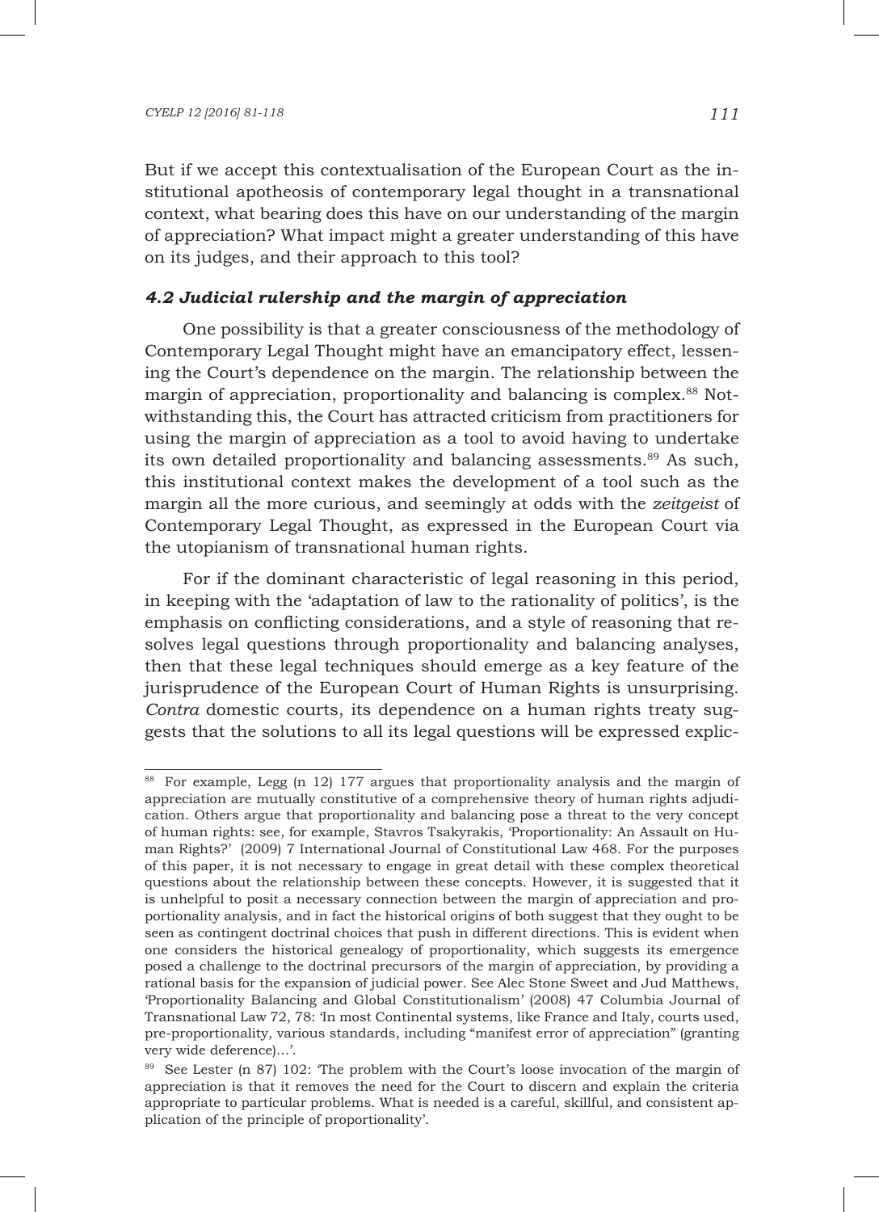But if we accept this contextualisation of the European Court as the institutional apotheosis of contemporary legal thought in a transnational context, what bearing does this have on our understanding of the margin of appreciation? What impact might a greater understanding of this have on its judges, and their approach to this tool?

### *4.2 Judicial rulership and the margin of appreciation*

One possibility is that a greater consciousness of the methodology of Contemporary Legal Thought might have an emancipatory effect, lessening the Court's dependence on the margin. The relationship between the margin of appreciation, proportionality and balancing is complex.[88] Notwithstanding this, the Court has attracted criticism from practitioners for using the margin of appreciation as a tool to avoid having to undertake its own detailed proportionality and balancing assessments.[89] As such, this institutional context makes the development of a tool such as the margin all the more curious, and seemingly at odds with the *zeitgeist* of Contemporary Legal Thought, as expressed in the European Court via the utopianism of transnational human rights.

For if the dominant characteristic of legal reasoning in this period, in keeping with the 'adaptation of law to the rationality of politics', is the emphasis on conflicting considerations, and a style of reasoning that resolves legal questions through proportionality and balancing analyses, then that these legal techniques should emerge as a key feature of the jurisprudence of the European Court of Human Rights is unsurprising. *Contra* domestic courts, its dependence on a human rights treaty suggests that the solutions to all its legal questions will be expressed explic-

---

[88] For example, Legg (n 12) 177 argues that proportionality analysis and the margin of appreciation are mutually constitutive of a comprehensive theory of human rights adjudication. Others argue that proportionality and balancing pose a threat to the very concept of human rights: see, for example, Stavros Tsakyrakis, 'Proportionality: An Assault on Human Rights?' (2009) 7 International Journal of Constitutional Law 468. For the purposes of this paper, it is not necessary to engage in great detail with these complex theoretical questions about the relationship between these concepts. However, it is suggested that it is unhelpful to posit a necessary connection between the margin of appreciation and proportionality analysis, and in fact the historical origins of both suggest that they ought to be seen as contingent doctrinal choices that push in different directions. This is evident when one considers the historical genealogy of proportionality, which suggests its emergence posed a challenge to the doctrinal precursors of the margin of appreciation, by providing a rational basis for the expansion of judicial power. See Alec Stone Sweet and Jud Matthews, 'Proportionality Balancing and Global Constitutionalism' (2008) 47 Columbia Journal of Transnational Law 72, 78: 'In most Continental systems, like France and Italy, courts used, pre-proportionality, various standards, including "manifest error of appreciation" (granting very wide deference)...'.

[89] See Lester (n 87) 102: 'The problem with the Court's loose invocation of the margin of appreciation is that it removes the need for the Court to discern and explain the criteria appropriate to particular problems. What is needed is a careful, skillful, and consistent application of the principle of proportionality'.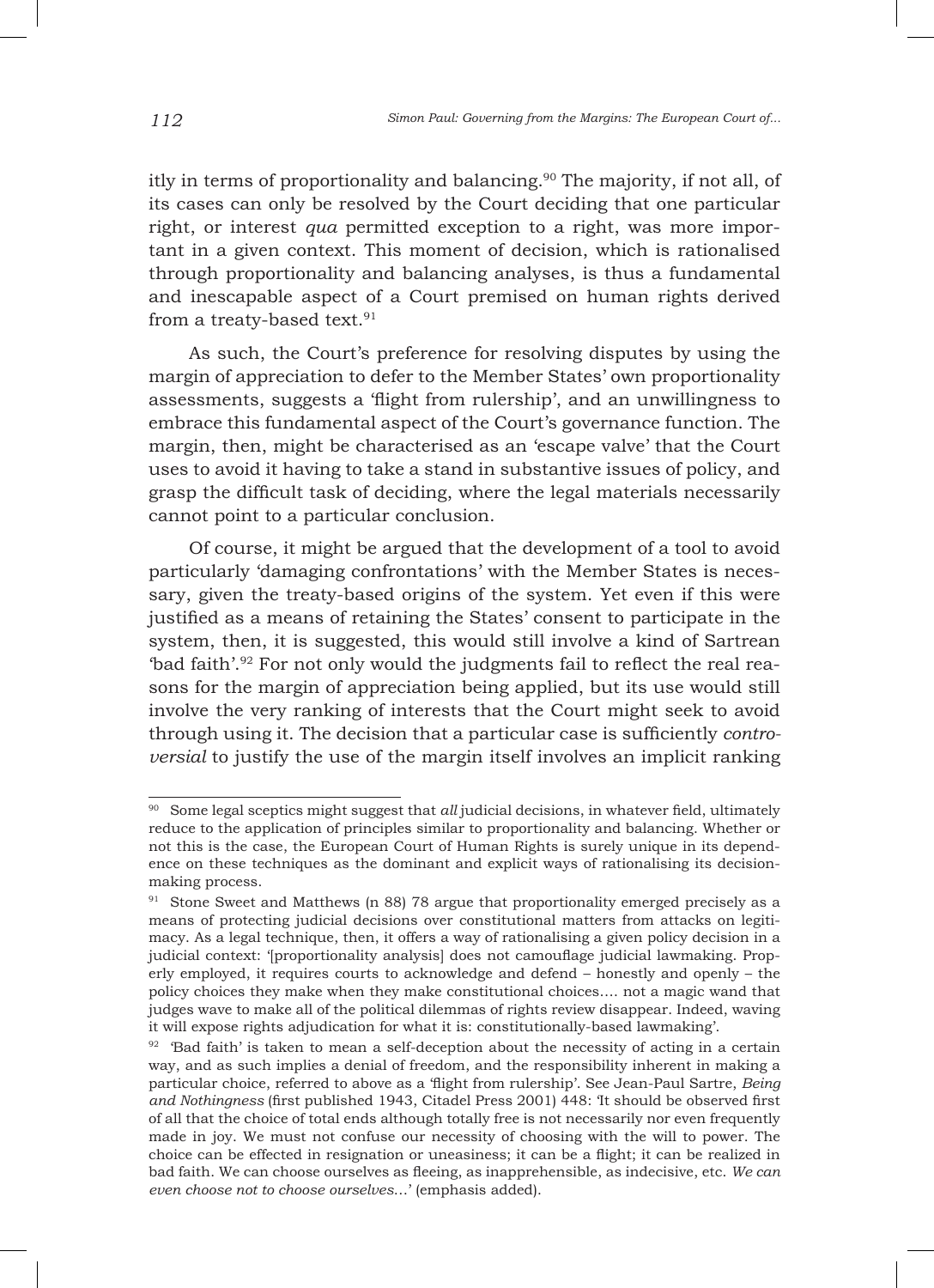itly in terms of proportionality and balancing.[90] The majority, if not all, of its cases can only be resolved by the Court deciding that one particular right, or interest *qua* permitted exception to a right, was more important in a given context. This moment of decision, which is rationalised through proportionality and balancing analyses, is thus a fundamental and inescapable aspect of a Court premised on human rights derived from a treaty-based text.[91]

As such, the Court's preference for resolving disputes by using the margin of appreciation to defer to the Member States' own proportionality assessments, suggests a 'flight from rulership', and an unwillingness to embrace this fundamental aspect of the Court's governance function. The margin, then, might be characterised as an 'escape valve' that the Court uses to avoid it having to take a stand in substantive issues of policy, and grasp the difficult task of deciding, where the legal materials necessarily cannot point to a particular conclusion.

Of course, it might be argued that the development of a tool to avoid particularly 'damaging confrontations' with the Member States is necessary, given the treaty-based origins of the system. Yet even if this were justified as a means of retaining the States' consent to participate in the system, then, it is suggested, this would still involve a kind of Sartrean 'bad faith'.[92] For not only would the judgments fail to reflect the real reasons for the margin of appreciation being applied, but its use would still involve the very ranking of interests that the Court might seek to avoid through using it. The decision that a particular case is sufficiently *controversial* to justify the use of the margin itself involves an implicit ranking

---

[90] Some legal sceptics might suggest that *all* judicial decisions, in whatever field, ultimately reduce to the application of principles similar to proportionality and balancing. Whether or not this is the case, the European Court of Human Rights is surely unique in its dependence on these techniques as the dominant and explicit ways of rationalising its decision-making process.

[91] Stone Sweet and Matthews (n 88) 78 argue that proportionality emerged precisely as a means of protecting judicial decisions over constitutional matters from attacks on legitimacy. As a legal technique, then, it offers a way of rationalising a given policy decision in a judicial context: '[proportionality analysis] does not camouflage judicial lawmaking. Properly employed, it requires courts to acknowledge and defend – honestly and openly – the policy choices they make when they make constitutional choices.... not a magic wand that judges wave to make all of the political dilemmas of rights review disappear. Indeed, waving it will expose rights adjudication for what it is: constitutionally-based lawmaking'.

[92] 'Bad faith' is taken to mean a self-deception about the necessity of acting in a certain way, and as such implies a denial of freedom, and the responsibility inherent in making a particular choice, referred to above as a 'flight from rulership'. See Jean-Paul Sartre, *Being and Nothingness* (first published 1943, Citadel Press 2001) 448: 'It should be observed first of all that the choice of total ends although totally free is not necessarily nor even frequently made in joy. We must not confuse our necessity of choosing with the will to power. The choice can be effected in resignation or uneasiness; it can be a flight; it can be realized in bad faith. We can choose ourselves as fleeing, as inapprehensible, as indecisive, etc. *We can even choose not to choose ourselves*...' (emphasis added).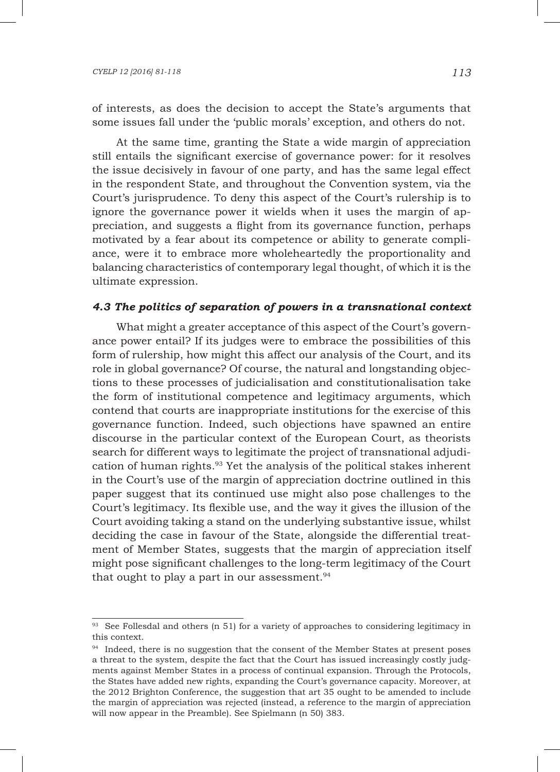of interests, as does the decision to accept the State's arguments that some issues fall under the 'public morals' exception, and others do not.

At the same time, granting the State a wide margin of appreciation still entails the significant exercise of governance power: for it resolves the issue decisively in favour of one party, and has the same legal effect in the respondent State, and throughout the Convention system, via the Court's jurisprudence. To deny this aspect of the Court's rulership is to ignore the governance power it wields when it uses the margin of appreciation, and suggests a flight from its governance function, perhaps motivated by a fear about its competence or ability to generate compliance, were it to embrace more wholeheartedly the proportionality and balancing characteristics of contemporary legal thought, of which it is the ultimate expression.

### *4.3 The politics of separation of powers in a transnational context*

What might a greater acceptance of this aspect of the Court's governance power entail? If its judges were to embrace the possibilities of this form of rulership, how might this affect our analysis of the Court, and its role in global governance? Of course, the natural and longstanding objections to these processes of judicialisation and constitutionalisation take the form of institutional competence and legitimacy arguments, which contend that courts are inappropriate institutions for the exercise of this governance function. Indeed, such objections have spawned an entire discourse in the particular context of the European Court, as theorists search for different ways to legitimate the project of transnational adjudication of human rights.[93] Yet the analysis of the political stakes inherent in the Court's use of the margin of appreciation doctrine outlined in this paper suggest that its continued use might also pose challenges to the Court's legitimacy. Its flexible use, and the way it gives the illusion of the Court avoiding taking a stand on the underlying substantive issue, whilst deciding the case in favour of the State, alongside the differential treatment of Member States, suggests that the margin of appreciation itself might pose significant challenges to the long-term legitimacy of the Court that ought to play a part in our assessment.[94]

---

[93] See Follesdal and others (n 51) for a variety of approaches to considering legitimacy in this context.

[94] Indeed, there is no suggestion that the consent of the Member States at present poses a threat to the system, despite the fact that the Court has issued increasingly costly judgments against Member States in a process of continual expansion. Through the Protocols, the States have added new rights, expanding the Court's governance capacity. Moreover, at the 2012 Brighton Conference, the suggestion that art 35 ought to be amended to include the margin of appreciation was rejected (instead, a reference to the margin of appreciation will now appear in the Preamble). See Spielmann (n 50) 383.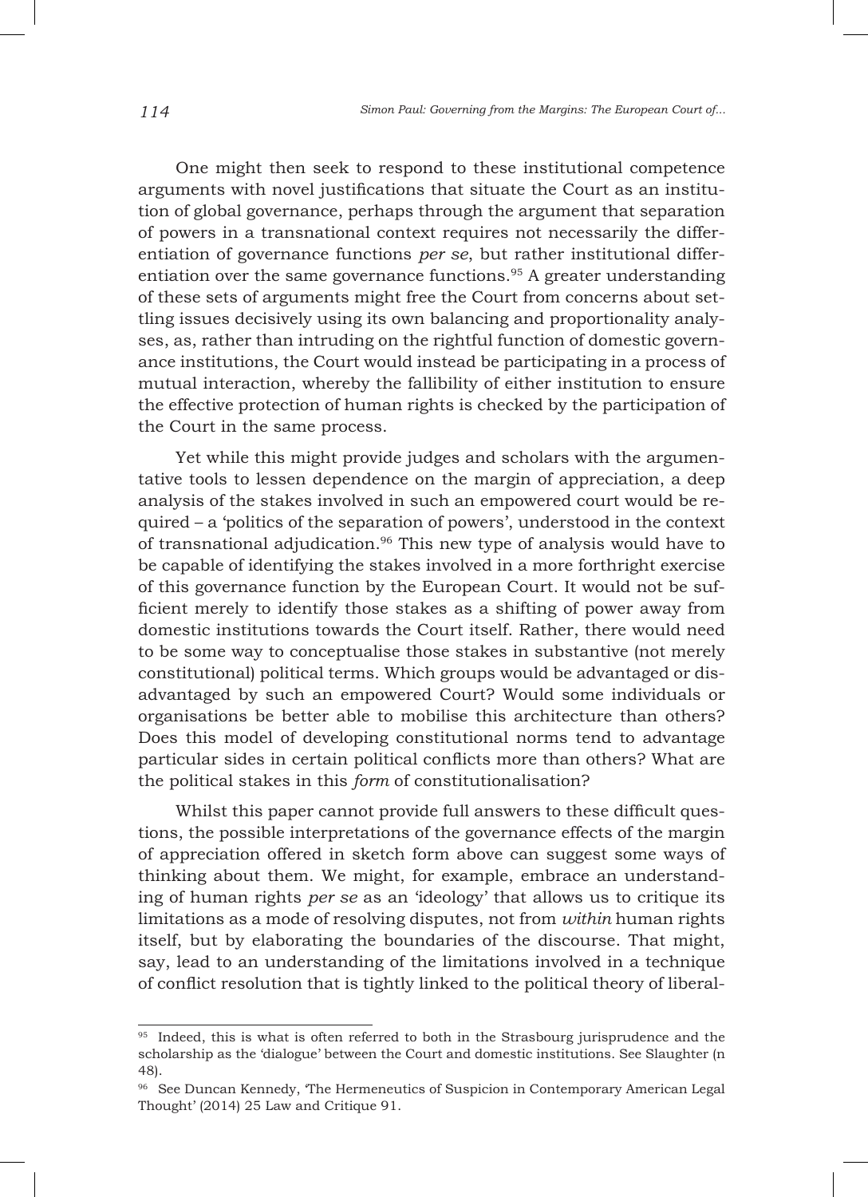One might then seek to respond to these institutional competence arguments with novel justifications that situate the Court as an institution of global governance, perhaps through the argument that separation of powers in a transnational context requires not necessarily the differentiation of governance functions *per se*, but rather institutional differentiation over the same governance functions.[95] A greater understanding of these sets of arguments might free the Court from concerns about settling issues decisively using its own balancing and proportionality analyses, as, rather than intruding on the rightful function of domestic governance institutions, the Court would instead be participating in a process of mutual interaction, whereby the fallibility of either institution to ensure the effective protection of human rights is checked by the participation of the Court in the same process.

Yet while this might provide judges and scholars with the argumentative tools to lessen dependence on the margin of appreciation, a deep analysis of the stakes involved in such an empowered court would be required – a 'politics of the separation of powers', understood in the context of transnational adjudication.[96] This new type of analysis would have to be capable of identifying the stakes involved in a more forthright exercise of this governance function by the European Court. It would not be sufficient merely to identify those stakes as a shifting of power away from domestic institutions towards the Court itself. Rather, there would need to be some way to conceptualise those stakes in substantive (not merely constitutional) political terms. Which groups would be advantaged or disadvantaged by such an empowered Court? Would some individuals or organisations be better able to mobilise this architecture than others? Does this model of developing constitutional norms tend to advantage particular sides in certain political conflicts more than others? What are the political stakes in this *form* of constitutionalisation?

Whilst this paper cannot provide full answers to these difficult questions, the possible interpretations of the governance effects of the margin of appreciation offered in sketch form above can suggest some ways of thinking about them. We might, for example, embrace an understanding of human rights *per se* as an 'ideology' that allows us to critique its limitations as a mode of resolving disputes, not from *within* human rights itself, but by elaborating the boundaries of the discourse. That might, say, lead to an understanding of the limitations involved in a technique of conflict resolution that is tightly linked to the political theory of liberal-

---

[95] Indeed, this is what is often referred to both in the Strasbourg jurisprudence and the scholarship as the 'dialogue' between the Court and domestic institutions. See Slaughter (n 48).

[96] See Duncan Kennedy, 'The Hermeneutics of Suspicion in Contemporary American Legal Thought' (2014) 25 Law and Critique 91.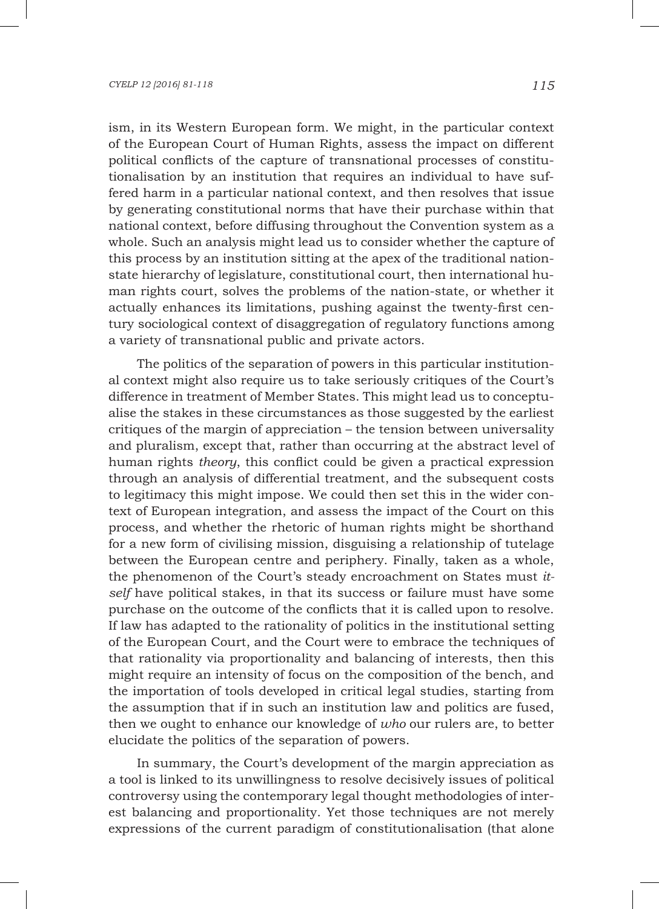ism, in its Western European form. We might, in the particular context of the European Court of Human Rights, assess the impact on different political conflicts of the capture of transnational processes of constitutionalisation by an institution that requires an individual to have suffered harm in a particular national context, and then resolves that issue by generating constitutional norms that have their purchase within that national context, before diffusing throughout the Convention system as a whole. Such an analysis might lead us to consider whether the capture of this process by an institution sitting at the apex of the traditional nation-state hierarchy of legislature, constitutional court, then international human rights court, solves the problems of the nation-state, or whether it actually enhances its limitations, pushing against the twenty-first century sociological context of disaggregation of regulatory functions among a variety of transnational public and private actors.

The politics of the separation of powers in this particular institutional context might also require us to take seriously critiques of the Court's difference in treatment of Member States. This might lead us to conceptualise the stakes in these circumstances as those suggested by the earliest critiques of the margin of appreciation – the tension between universality and pluralism, except that, rather than occurring at the abstract level of human rights *theory*, this conflict could be given a practical expression through an analysis of differential treatment, and the subsequent costs to legitimacy this might impose. We could then set this in the wider context of European integration, and assess the impact of the Court on this process, and whether the rhetoric of human rights might be shorthand for a new form of civilising mission, disguising a relationship of tutelage between the European centre and periphery. Finally, taken as a whole, the phenomenon of the Court's steady encroachment on States must *itself* have political stakes, in that its success or failure must have some purchase on the outcome of the conflicts that it is called upon to resolve. If law has adapted to the rationality of politics in the institutional setting of the European Court, and the Court were to embrace the techniques of that rationality via proportionality and balancing of interests, then this might require an intensity of focus on the composition of the bench, and the importation of tools developed in critical legal studies, starting from the assumption that if in such an institution law and politics are fused, then we ought to enhance our knowledge of *who* our rulers are, to better elucidate the politics of the separation of powers.

In summary, the Court's development of the margin appreciation as a tool is linked to its unwillingness to resolve decisively issues of political controversy using the contemporary legal thought methodologies of interest balancing and proportionality. Yet those techniques are not merely expressions of the current paradigm of constitutionalisation (that alone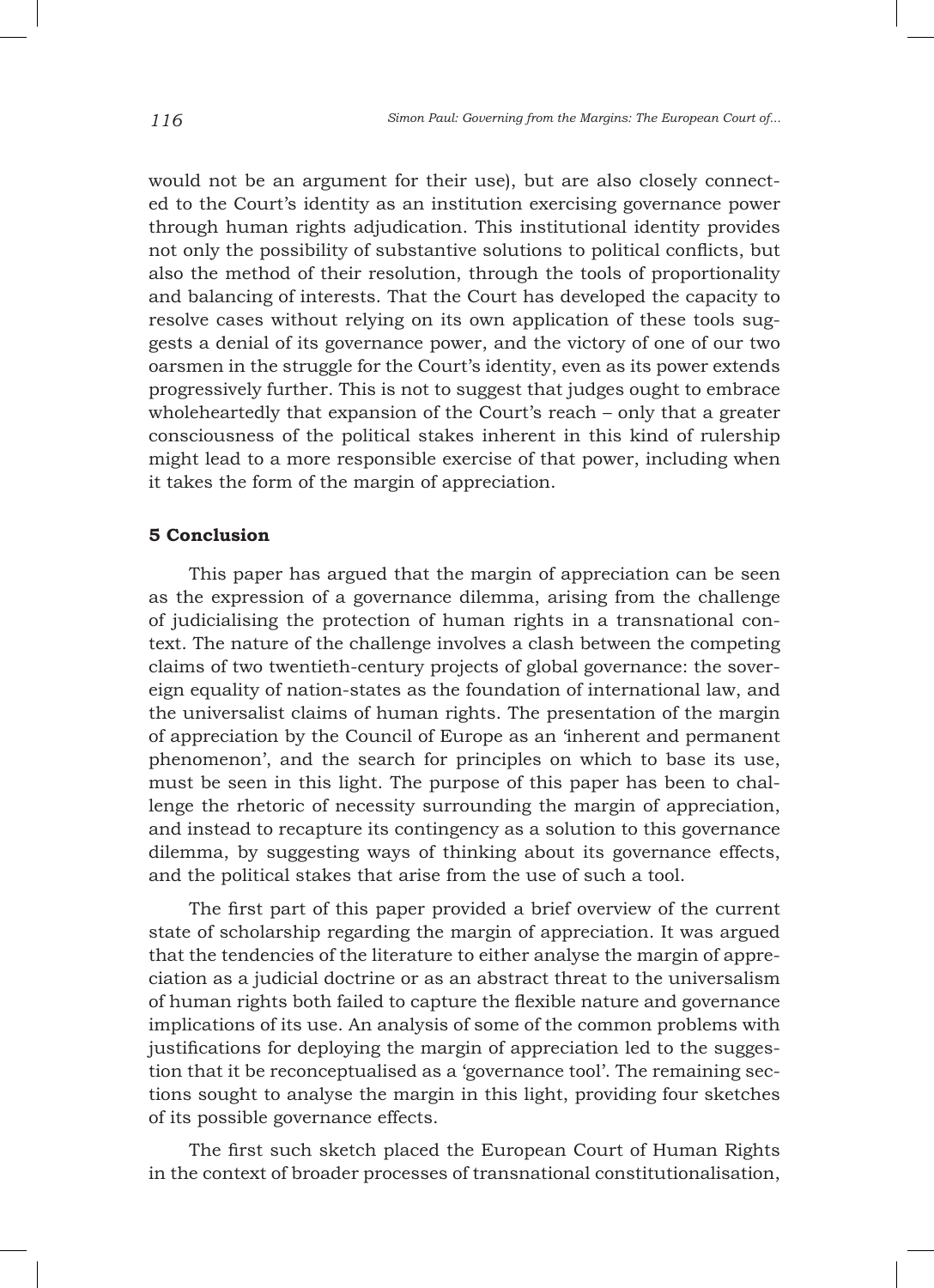would not be an argument for their use), but are also closely connected to the Court's identity as an institution exercising governance power through human rights adjudication. This institutional identity provides not only the possibility of substantive solutions to political conflicts, but also the method of their resolution, through the tools of proportionality and balancing of interests. That the Court has developed the capacity to resolve cases without relying on its own application of these tools suggests a denial of its governance power, and the victory of one of our two oarsmen in the struggle for the Court's identity, even as its power extends progressively further. This is not to suggest that judges ought to embrace wholeheartedly that expansion of the Court's reach – only that a greater consciousness of the political stakes inherent in this kind of rulership might lead to a more responsible exercise of that power, including when it takes the form of the margin of appreciation.

## 5 Conclusion

This paper has argued that the margin of appreciation can be seen as the expression of a governance dilemma, arising from the challenge of judicialising the protection of human rights in a transnational context. The nature of the challenge involves a clash between the competing claims of two twentieth-century projects of global governance: the sovereign equality of nation-states as the foundation of international law, and the universalist claims of human rights. The presentation of the margin of appreciation by the Council of Europe as an 'inherent and permanent phenomenon', and the search for principles on which to base its use, must be seen in this light. The purpose of this paper has been to challenge the rhetoric of necessity surrounding the margin of appreciation, and instead to recapture its contingency as a solution to this governance dilemma, by suggesting ways of thinking about its governance effects, and the political stakes that arise from the use of such a tool.

The first part of this paper provided a brief overview of the current state of scholarship regarding the margin of appreciation. It was argued that the tendencies of the literature to either analyse the margin of appreciation as a judicial doctrine or as an abstract threat to the universalism of human rights both failed to capture the flexible nature and governance implications of its use. An analysis of some of the common problems with justifications for deploying the margin of appreciation led to the suggestion that it be reconceptualised as a 'governance tool'. The remaining sections sought to analyse the margin in this light, providing four sketches of its possible governance effects.

The first such sketch placed the European Court of Human Rights in the context of broader processes of transnational constitutionalisation,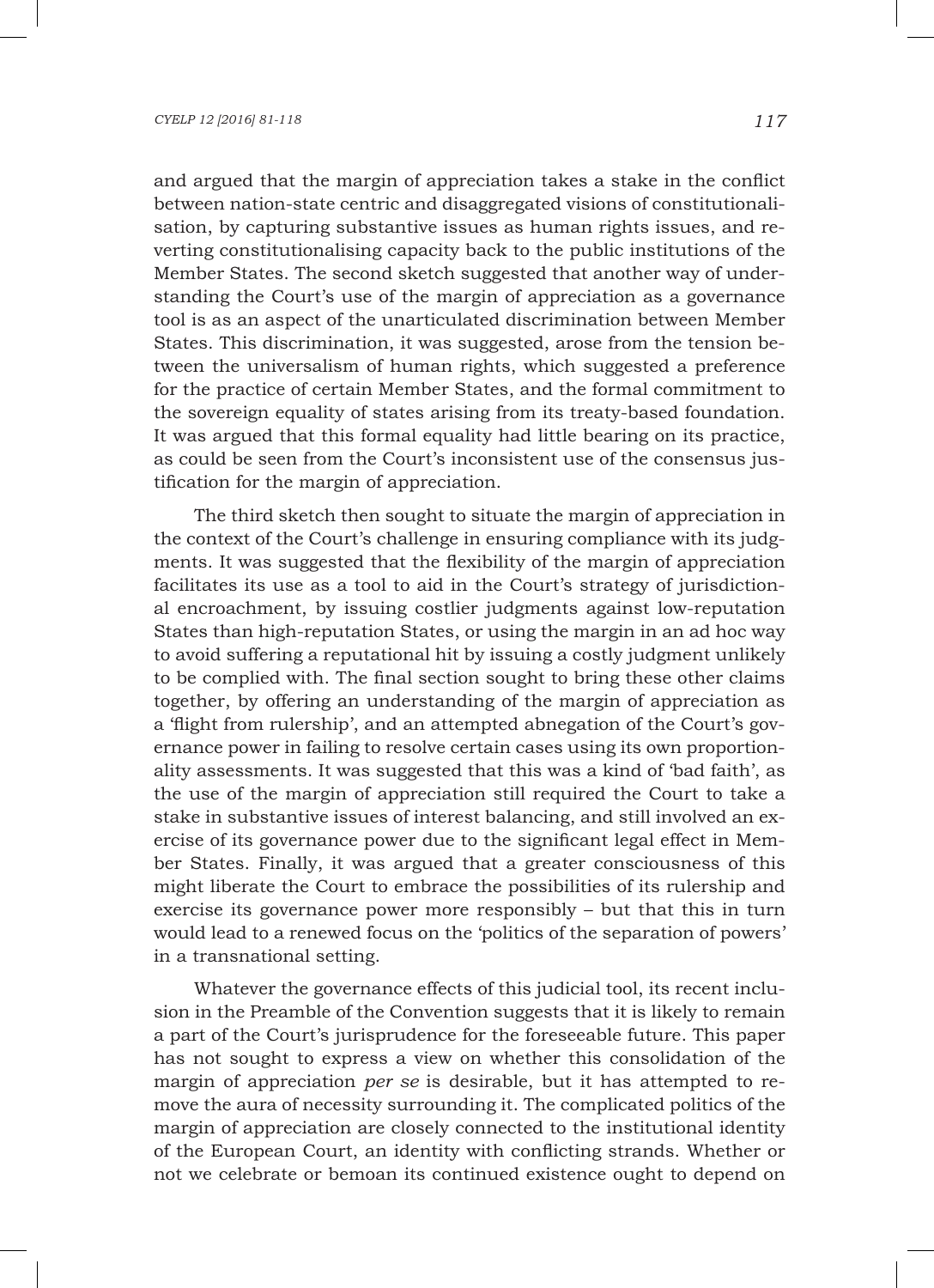and argued that the margin of appreciation takes a stake in the conflict between nation-state centric and disaggregated visions of constitutionalisation, by capturing substantive issues as human rights issues, and reverting constitutionalising capacity back to the public institutions of the Member States. The second sketch suggested that another way of understanding the Court's use of the margin of appreciation as a governance tool is as an aspect of the unarticulated discrimination between Member States. This discrimination, it was suggested, arose from the tension between the universalism of human rights, which suggested a preference for the practice of certain Member States, and the formal commitment to the sovereign equality of states arising from its treaty-based foundation. It was argued that this formal equality had little bearing on its practice, as could be seen from the Court's inconsistent use of the consensus justification for the margin of appreciation.

The third sketch then sought to situate the margin of appreciation in the context of the Court's challenge in ensuring compliance with its judgments. It was suggested that the flexibility of the margin of appreciation facilitates its use as a tool to aid in the Court's strategy of jurisdictional encroachment, by issuing costlier judgments against low-reputation States than high-reputation States, or using the margin in an ad hoc way to avoid suffering a reputational hit by issuing a costly judgment unlikely to be complied with. The final section sought to bring these other claims together, by offering an understanding of the margin of appreciation as a 'flight from rulership', and an attempted abnegation of the Court's governance power in failing to resolve certain cases using its own proportionality assessments. It was suggested that this was a kind of 'bad faith', as the use of the margin of appreciation still required the Court to take a stake in substantive issues of interest balancing, and still involved an exercise of its governance power due to the significant legal effect in Member States. Finally, it was argued that a greater consciousness of this might liberate the Court to embrace the possibilities of its rulership and exercise its governance power more responsibly – but that this in turn would lead to a renewed focus on the 'politics of the separation of powers' in a transnational setting.

Whatever the governance effects of this judicial tool, its recent inclusion in the Preamble of the Convention suggests that it is likely to remain a part of the Court's jurisprudence for the foreseeable future. This paper has not sought to express a view on whether this consolidation of the margin of appreciation *per se* is desirable, but it has attempted to remove the aura of necessity surrounding it. The complicated politics of the margin of appreciation are closely connected to the institutional identity of the European Court, an identity with conflicting strands. Whether or not we celebrate or bemoan its continued existence ought to depend on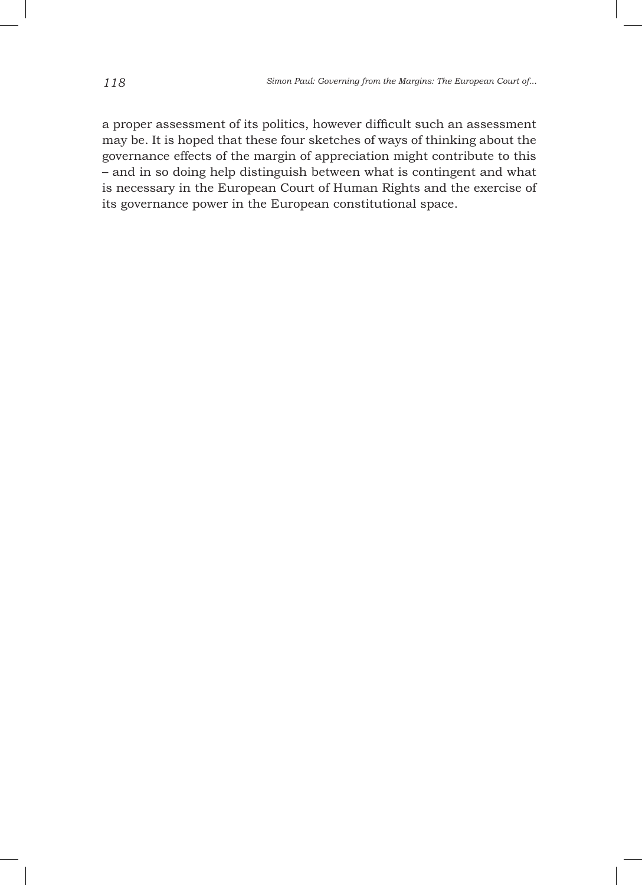a proper assessment of its politics, however difficult such an assessment may be. It is hoped that these four sketches of ways of thinking about the governance effects of the margin of appreciation might contribute to this – and in so doing help distinguish between what is contingent and what is necessary in the European Court of Human Rights and the exercise of its governance power in the European constitutional space.